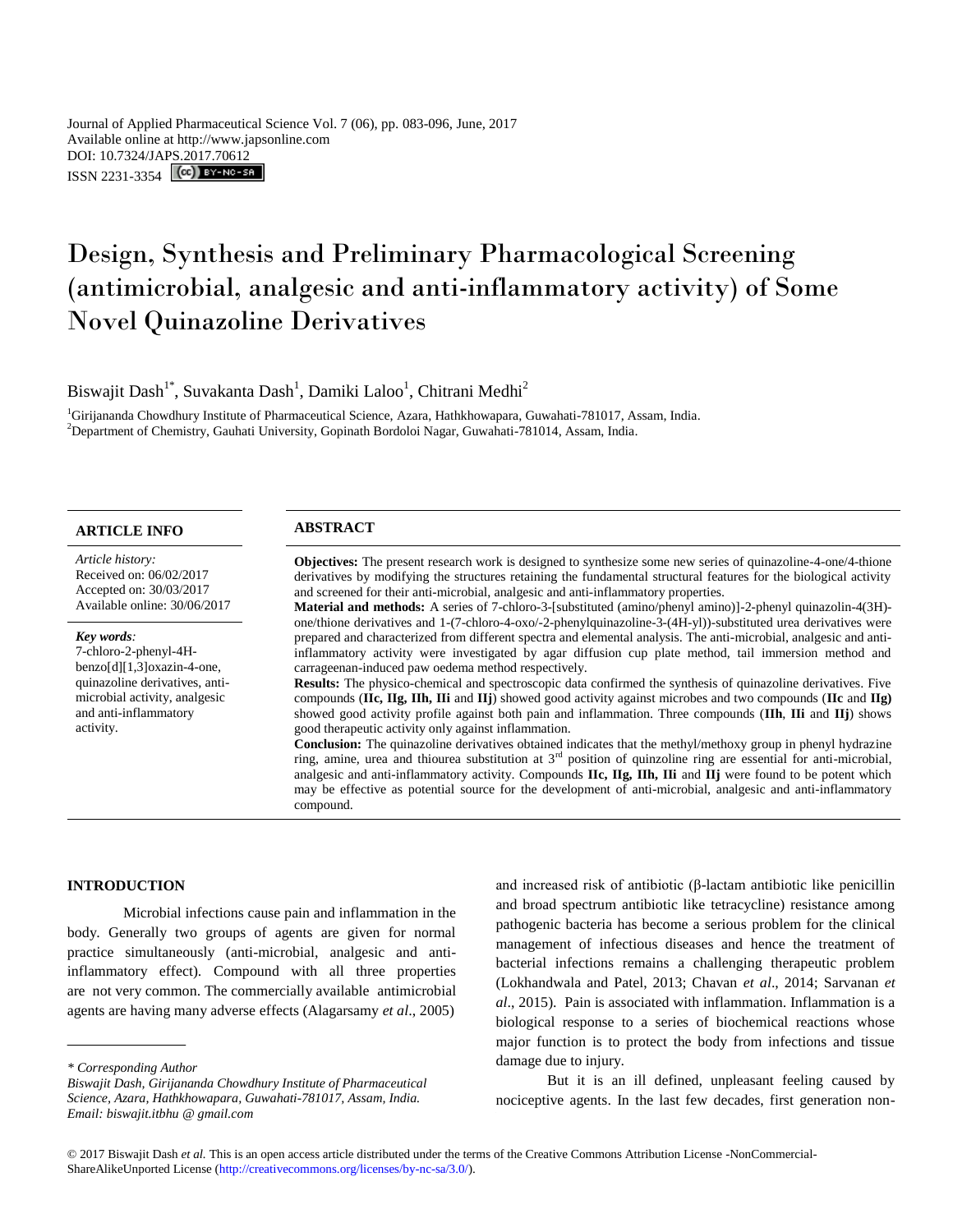Journal of Applied Pharmaceutical Science Vol. 7 (06), pp. 083-096, June, 2017
Available online at http://www.japsonline.com
DOI: 10.7324/JAPS.2017.70612
ISSN 2231-3354

# Design, Synthesis and Preliminary Pharmacological Screening (antimicrobial, analgesic and anti-inflammatory activity) of Some Novel Quinazoline Derivatives

Biswajit Dash[1*], Suvakanta Dash[1], Damiki Laloo[1], Chitrani Medhi[2]

[1]Girijananda Chowdhury Institute of Pharmaceutical Science, Azara, Hathkhowapara, Guwahati-781017, Assam, India.
[2]Department of Chemistry, Gauhati University, Gopinath Bordoloi Nagar, Guwahati-781014, Assam, India.

## ARTICLE INFO

*Article history:*
Received on: 06/02/2017
Accepted on: 30/03/2017
Available online: 30/06/2017

***Key words**:*
7-chloro-2-phenyl-4H-benzo[d][1,3]oxazin-4-one, quinazoline derivatives, anti-microbial activity, analgesic and anti-inflammatory activity.

## ABSTRACT

**Objectives:** The present research work is designed to synthesize some new series of quinazoline-4-one/4-thione derivatives by modifying the structures retaining the fundamental structural features for the biological activity and screened for their anti-microbial, analgesic and anti-inflammatory properties.

**Material and methods:** A series of 7-chloro-3-[substituted (amino/phenyl amino)]-2-phenyl quinazolin-4(3H)-one/thione derivatives and 1-(7-chloro-4-oxo/-2-phenylquinazoline-3-(4H-yl))-substituted urea derivatives were prepared and characterized from different spectra and elemental analysis. The anti-microbial, analgesic and anti-inflammatory activity were investigated by agar diffusion cup plate method, tail immersion method and carrageenan-induced paw oedema method respectively.

**Results:** The physico-chemical and spectroscopic data confirmed the synthesis of quinazoline derivatives. Five compounds (**IIc, IIg, IIh, IIi** and **IIj**) showed good activity against microbes and two compounds (**IIc** and **IIg)** showed good activity profile against both pain and inflammation. Three compounds (**IIh**, **IIi** and **IIj**) shows good therapeutic activity only against inflammation.

**Conclusion:** The quinazoline derivatives obtained indicates that the methyl/methoxy group in phenyl hydrazine ring, amine, urea and thiourea substitution at 3[rd] position of quinzoline ring are essential for anti-microbial, analgesic and anti-inflammatory activity. Compounds **IIc, IIg, IIh, IIi** and **IIj** were found to be potent which may be effective as potential source for the development of anti-microbial, analgesic and anti-inflammatory compound.

## INTRODUCTION

Microbial infections cause pain and inflammation in the body. Generally two groups of agents are given for normal practice simultaneously (anti-microbial, analgesic and anti-inflammatory effect). Compound with all three properties are not very common. The commercially available antimicrobial agents are having many adverse effects (Alagarsamy *et al*., 2005) and increased risk of antibiotic (β-lactam antibiotic like penicillin and broad spectrum antibiotic like tetracycline) resistance among pathogenic bacteria has become a serious problem for the clinical management of infectious diseases and hence the treatment of bacterial infections remains a challenging therapeutic problem (Lokhandwala and Patel, 2013; Chavan *et al*., 2014; Sarvanan *et al*., 2015). Pain is associated with inflammation. Inflammation is a biological response to a series of biochemical reactions whose major function is to protect the body from infections and tissue damage due to injury.

But it is an ill defined, unpleasant feeling caused by nociceptive agents. In the last few decades, first generation non-

*\* Corresponding Author*
*Biswajit Dash, Girijananda Chowdhury Institute of Pharmaceutical Science, Azara, Hathkhowapara, Guwahati-781017, Assam, India. Email: biswajit.itbhu @ gmail.com*

© 2017 Biswajit Dash *et al.* This is an open access article distributed under the terms of the Creative Commons Attribution License -NonCommercial-ShareAlikeUnported License (http://creativecommons.org/licenses/by-nc-sa/3.0/).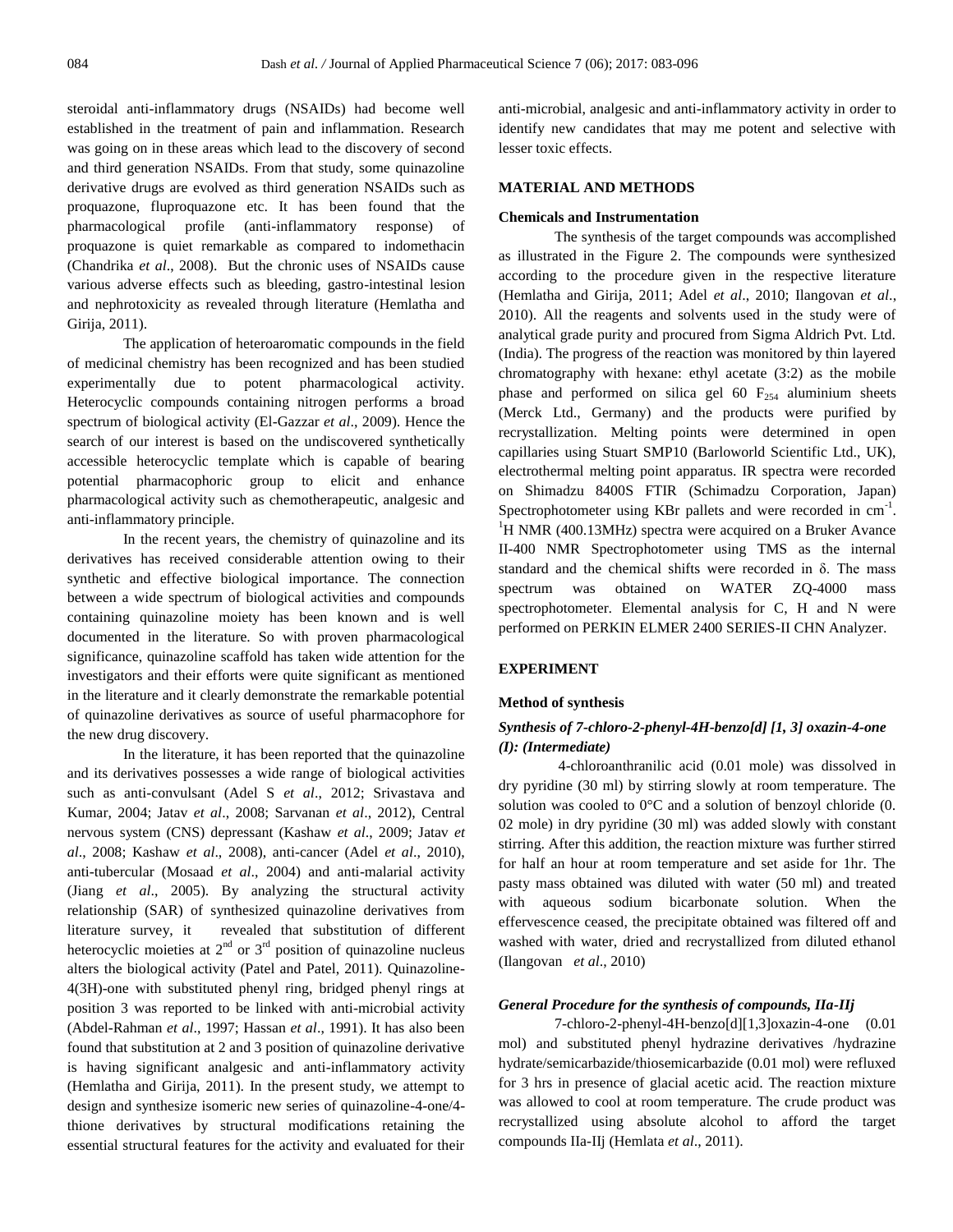steroidal anti-inflammatory drugs (NSAIDs) had become well established in the treatment of pain and inflammation. Research was going on in these areas which lead to the discovery of second and third generation NSAIDs. From that study, some quinazoline derivative drugs are evolved as third generation NSAIDs such as proquazone, fluproquazone etc. It has been found that the pharmacological profile (anti-inflammatory response) of proquazone is quiet remarkable as compared to indomethacin (Chandrika *et al*., 2008). But the chronic uses of NSAIDs cause various adverse effects such as bleeding, gastro-intestinal lesion and nephrotoxicity as revealed through literature (Hemlatha and Girija, 2011).

The application of heteroaromatic compounds in the field of medicinal chemistry has been recognized and has been studied experimentally due to potent pharmacological activity. Heterocyclic compounds containing nitrogen performs a broad spectrum of biological activity (El-Gazzar *et al*., 2009). Hence the search of our interest is based on the undiscovered synthetically accessible heterocyclic template which is capable of bearing potential pharmacophoric group to elicit and enhance pharmacological activity such as chemotherapeutic, analgesic and anti-inflammatory principle.

In the recent years, the chemistry of quinazoline and its derivatives has received considerable attention owing to their synthetic and effective biological importance. The connection between a wide spectrum of biological activities and compounds containing quinazoline moiety has been known and is well documented in the literature. So with proven pharmacological significance, quinazoline scaffold has taken wide attention for the investigators and their efforts were quite significant as mentioned in the literature and it clearly demonstrate the remarkable potential of quinazoline derivatives as source of useful pharmacophore for the new drug discovery.

In the literature, it has been reported that the quinazoline and its derivatives possesses a wide range of biological activities such as anti-convulsant (Adel S *et al*., 2012; Srivastava and Kumar, 2004; Jatav *et al*., 2008; Sarvanan *et al*., 2012), Central nervous system (CNS) depressant (Kashaw *et al*., 2009; Jatav *et al*., 2008; Kashaw *et al*., 2008), anti-cancer (Adel *et al*., 2010), anti-tubercular (Mosaad *et al*., 2004) and anti-malarial activity (Jiang *et al*., 2005). By analyzing the structural activity relationship (SAR) of synthesized quinazoline derivatives from literature survey, it revealed that substitution of different heterocyclic moieties at $2^{nd}$ or $3^{rd}$ position of quinazoline nucleus alters the biological activity (Patel and Patel, 2011). Quinazoline-4(3H)-one with substituted phenyl ring, bridged phenyl rings at position 3 was reported to be linked with anti-microbial activity (Abdel-Rahman *et al*., 1997; Hassan *et al*., 1991). It has also been found that substitution at 2 and 3 position of quinazoline derivative is having significant analgesic and anti-inflammatory activity (Hemlatha and Girija, 2011). In the present study, we attempt to design and synthesize isomeric new series of quinazoline-4-one/4-thione derivatives by structural modifications retaining the essential structural features for the activity and evaluated for their anti-microbial, analgesic and anti-inflammatory activity in order to identify new candidates that may me potent and selective with lesser toxic effects.

## MATERIAL AND METHODS

### Chemicals and Instrumentation

The synthesis of the target compounds was accomplished as illustrated in the Figure 2. The compounds were synthesized according to the procedure given in the respective literature (Hemlatha and Girija, 2011; Adel *et al*., 2010; Ilangovan *et al*., 2010). All the reagents and solvents used in the study were of analytical grade purity and procured from Sigma Aldrich Pvt. Ltd. (India). The progress of the reaction was monitored by thin layered chromatography with hexane: ethyl acetate (3:2) as the mobile phase and performed on silica gel 60 $F_{254}$ aluminium sheets (Merck Ltd., Germany) and the products were purified by recrystallization. Melting points were determined in open capillaries using Stuart SMP10 (Barloworld Scientific Ltd., UK), electrothermal melting point apparatus. IR spectra were recorded on Shimadzu 8400S FTIR (Schimadzu Corporation, Japan) Spectrophotometer using KBr pallets and were recorded in $cm^{-1}$. $^1$H NMR (400.13MHz) spectra were acquired on a Bruker Avance II-400 NMR Spectrophotometer using TMS as the internal standard and the chemical shifts were recorded in δ. The mass spectrum was obtained on WATER ZQ-4000 mass spectrophotometer. Elemental analysis for C, H and N were performed on PERKIN ELMER 2400 SERIES-II CHN Analyzer.

## EXPERIMENT

### Method of synthesis

#### *Synthesis of 7-chloro-2-phenyl-4H-benzo[d] [1, 3] oxazin-4-one (I): (Intermediate)*

4-chloroanthranilic acid (0.01 mole) was dissolved in dry pyridine (30 ml) by stirring slowly at room temperature. The solution was cooled to 0°C and a solution of benzoyl chloride (0. 02 mole) in dry pyridine (30 ml) was added slowly with constant stirring. After this addition, the reaction mixture was further stirred for half an hour at room temperature and set aside for 1hr. The pasty mass obtained was diluted with water (50 ml) and treated with aqueous sodium bicarbonate solution. When the effervescence ceased, the precipitate obtained was filtered off and washed with water, dried and recrystallized from diluted ethanol (Ilangovan *et al*., 2010)

#### *General Procedure for the synthesis of compounds, IIa-IIj*

7-chloro-2-phenyl-4H-benzo[d][1,3]oxazin-4-one (0.01 mol) and substituted phenyl hydrazine derivatives /hydrazine hydrate/semicarbazide/thiosemicarbazide (0.01 mol) were refluxed for 3 hrs in presence of glacial acetic acid. The reaction mixture was allowed to cool at room temperature. The crude product was recrystallized using absolute alcohol to afford the target compounds IIa-IIj (Hemlata *et al*., 2011).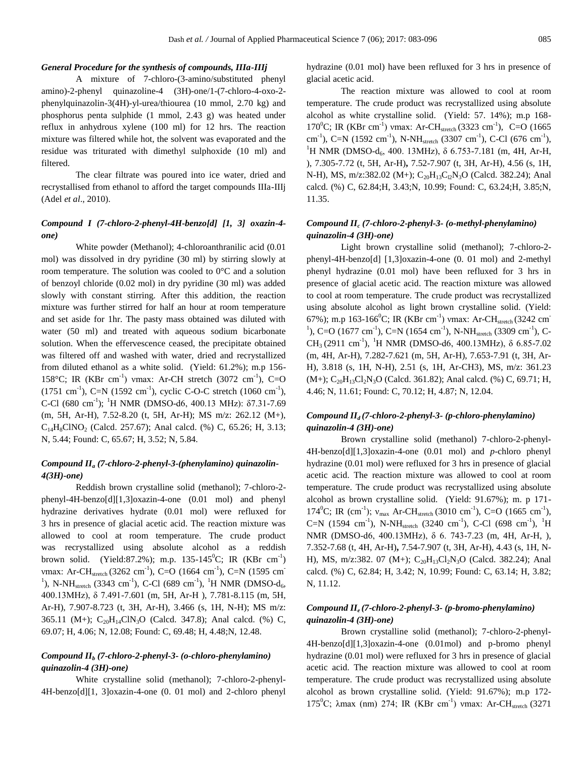### *General Procedure for the synthesis of compounds, IIIa-IIIj*

A mixture of 7-chloro-(3-amino/substituted phenyl amino)-2-phenyl quinazoline-4 (3H)-one/1-(7-chloro-4-oxo-2-phenylquinazolin-3(4H)-yl-urea/thiourea (10 mmol, 2.70 kg) and phosphorus penta sulphide (1 mmol, 2.43 g) was heated under reflux in anhydrous xylene (100 ml) for 12 hrs. The reaction mixture was filtered while hot, the solvent was evaporated and the residue was triturated with dimethyl sulphoxide (10 ml) and filtered.

The clear filtrate was poured into ice water, dried and recrystallised from ethanol to afford the target compounds IIIa-IIIj (Adel *et al*., 2010).

### *Compound I (7-chloro-2-phenyl-4H-benzo[d] [1, 3] oxazin-4-one)*

White powder (Methanol); 4-chloroanthranilic acid (0.01 mol) was dissolved in dry pyridine (30 ml) by stirring slowly at room temperature. The solution was cooled to 0°C and a solution of benzoyl chloride (0.02 mol) in dry pyridine (30 ml) was added slowly with constant stirring. After this addition, the reaction mixture was further stirred for half an hour at room temperature and set aside for 1hr. The pasty mass obtained was diluted with water (50 ml) and treated with aqueous sodium bicarbonate solution. When the effervescence ceased, the precipitate obtained was filtered off and washed with water, dried and recrystallized from diluted ethanol as a white solid. (Yield: 61.2%); m.p 156-158°C; IR (KBr cm$^{-1}$) νmax: Ar-CH stretch (3072 cm$^{-1}$), C=O (1751 cm$^{-1}$), C=N (1592 cm$^{-1}$), cyclic C-O-C stretch (1060 cm$^{-1}$), C-Cl (680 cm$^{-1}$); $^{1}$H NMR (DMSO-d6, 400.13 MHz): δ7.31-7.69 (m, 5H, Ar-H), 7.52-8.20 (t, 5H, Ar-H); MS m/z: 262.12 (M+), $C_{14}H_8ClNO_2$ (Calcd. 257.67); Anal calcd. (%) C, 65.26; H, 3.13; N, 5.44; Found: C, 65.67; H, 3.52; N, 5.84.

### *Compound II$_a$ (7-chloro-2-phenyl-3-(phenylamino) quinazolin-4(3H)-one)*

Reddish brown crystalline solid (methanol); 7-chloro-2-phenyl-4H-benzo[d][1,3]oxazin-4-one (0.01 mol) and phenyl hydrazine derivatives hydrate (0.01 mol) were refluxed for 3 hrs in presence of glacial acetic acid. The reaction mixture was allowed to cool at room temperature. The crude product was recrystallized using absolute alcohol as a reddish brown solid. (Yield:87.2%); m.p. 135-145$^0$C; IR (KBr cm$^{-1}$) νmax: Ar-CH$_{stretch}$ (3262 cm$^{-1}$), C=O (1664 cm$^{-1}$), C=N (1595 cm$^{-1}$), N-NH$_{stretch}$ (3343 cm$^{-1}$), C-Cl (689 cm$^{-1}$), $^{1}$H NMR (DMSO-d$_6$, 400.13MHz), δ 7.491-7.601 (m, 5H, Ar-H ), 7.781-8.115 (m, 5H, Ar-H), 7.907-8.723 (t, 3H, Ar-H), 3.466 (s, 1H, N-H); MS m/z: 365.11 (M+); $C_{20}H_{14}ClN_3O$ (Calcd. 347.8); Anal calcd. (%) C, 69.07; H, 4.06; N, 12.08; Found: C, 69.48; H, 4.48;N, 12.48.

### *Compound II$_b$ (7-chloro-2-phenyl-3- (o-chloro-phenylamino) quinazolin-4 (3H)-one)*

White crystalline solid (methanol); 7-chloro-2-phenyl-4H-benzo[d][1, 3]oxazin-4-one (0. 01 mol) and 2-chloro phenyl hydrazine (0.01 mol) have been refluxed for 3 hrs in presence of glacial acetic acid.

The reaction mixture was allowed to cool at room temperature. The crude product was recrystallized using absolute alcohol as white crystalline solid. (Yield: 57. 14%); m.p 168-170$^0$C; IR (KBr cm$^{-1}$) νmax: Ar-CH$_{stretch}$ (3323 cm$^{-1}$), C=O (1665 cm$^{-1}$), C=N (1592 cm$^{-1}$), N-NH$_{stretch}$ (3307 cm$^{-1}$), C-Cl (676 cm$^{-1}$), $^{1}$H NMR (DMSO-d$_6$, 400. 13MHz), δ 6.753-7.181 (m, 4H, Ar-H, ), 7.305-7.72 (t, 5H, Ar-H), 7.52-7.907 (t, 3H, Ar-H), 4.56 (s, 1H, N-H), MS, m/z:382.02 (M+); $C_{20}H_{13}C_{l2}N_3O$ (Calcd. 382.24); Anal calcd. (%) C, 62.84;H, 3.43;N, 10.99; Found: C, 63.24;H, 3.85;N, 11.35.

### *Compound II$_c$ (7-chloro-2-phenyl-3- (o-methyl-phenylamino) quinazolin-4 (3H)-one)*

Light brown crystalline solid (methanol); 7-chloro-2-phenyl-4H-benzo[d] [1,3]oxazin-4-one (0. 01 mol) and 2-methyl phenyl hydrazine (0.01 mol) have been refluxed for 3 hrs in presence of glacial acetic acid. The reaction mixture was allowed to cool at room temperature. The crude product was recrystallized using absolute alcohol as light brown crystalline solid. (Yield: 67%); m.p 163-166$^0$C; IR (KBr cm$^{-1}$) νmax: Ar-CH$_{stretch}$ (3242 cm$^{-1}$), C=O (1677 cm$^{-1}$), C=N (1654 cm$^{-1}$), N-NH$_{stretch}$ (3309 cm$^{-1}$), C-CH$_3$ (2911 cm$^{-1}$), $^{1}$H NMR (DMSO-d6, 400.13MHz), δ 6.85-7.02 (m, 4H, Ar-H), 7.282-7.621 (m, 5H, Ar-H), 7.653-7.91 (t, 3H, Ar-H), 3.818 (s, 1H, N-H), 2.51 (s, 1H, Ar-CH3), MS, m/z: 361.23 (M+); $C_{20}H_{13}Cl_2N_3O$ (Calcd. 361.82); Anal calcd. (%) C, 69.71; H, 4.46; N, 11.61; Found: C, 70.12; H, 4.87; N, 12.04.

### *Compound II$_d$ (7-chloro-2-phenyl-3- (p-chloro-phenylamino) quinazolin-4 (3H)-one)*

Brown crystalline solid (methanol) 7-chloro-2-phenyl-4H-benzo[d][1,3]oxazin-4-one (0.01 mol) and *p*-chloro phenyl hydrazine (0.01 mol) were refluxed for 3 hrs in presence of glacial acetic acid. The reaction mixture was allowed to cool at room temperature. The crude product was recrystallized using absolute alcohol as brown crystalline solid. (Yield: 91.67%); m. p 171-174$^0$C; IR (cm$^{-1}$); $\nu_{max}$ Ar-CH$_{stretch}$ (3010 cm$^{-1}$), C=O (1665 cm$^{-1}$), C=N (1594 cm$^{-1}$), N-NH$_{stretch}$ (3240 cm$^{-1}$), C-Cl (698 cm$^{-1}$), $^{1}$H NMR (DMSO-d6, 400.13MHz), δ 6. 743-7.23 (m, 4H, Ar-H, ), 7.352-7.68 (t, 4H, Ar-H), 7.54-7.907 (t, 3H, Ar-H), 4.43 (s, 1H, N-H), MS, m/z:382. 07 (M+); $C_{20}H_{13}Cl_2N_3O$ (Calcd. 382.24); Anal calcd. (%) C, 62.84; H, 3.42; N, 10.99; Found: C, 63.14; H, 3.82; N, 11.12.

### *Compound II$_e$ (7-chloro-2-phenyl-3- (p-bromo-phenylamino) quinazolin-4 (3H)-one)*

Brown crystalline solid (methanol); 7-chloro-2-phenyl-4H-benzo[d][1,3]oxazin-4-one (0.01mol) and p-bromo phenyl hydrazine (0.01 mol) were refluxed for 3 hrs in presence of glacial acetic acid. The reaction mixture was allowed to cool at room temperature. The crude product was recrystallized using absolute alcohol as brown crystalline solid. (Yield: 91.67%); m.p 172-175$^0$C; λmax (nm) 274; IR (KBr cm$^{-1}$) νmax: Ar-CH$_{stretch}$ (3271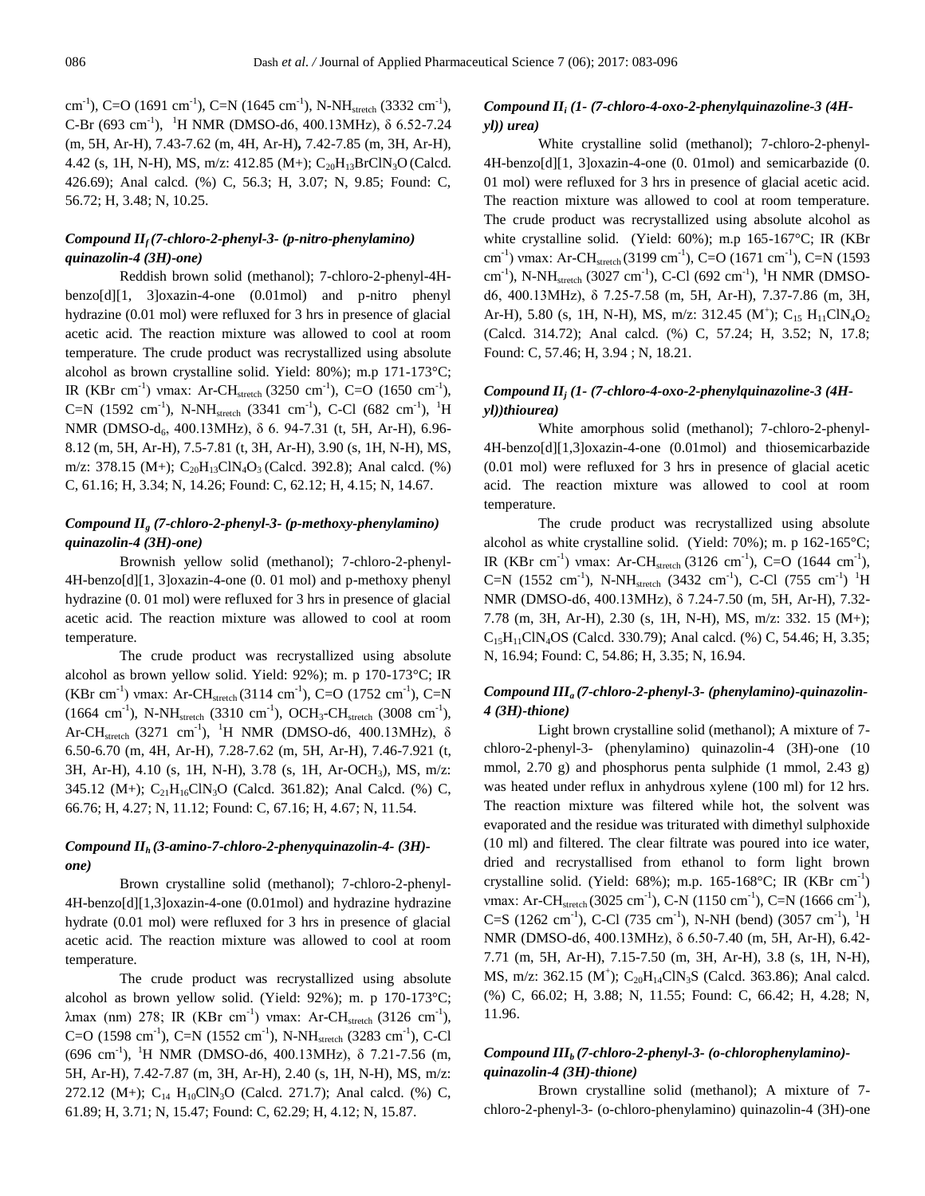$cm^{-1}$), C=O (1691 $cm^{-1}$), C=N (1645 $cm^{-1}$), N-$NH_{stretch}$ (3332 $cm^{-1}$), C-Br (693 $cm^{-1}$), $^1$H NMR (DMSO-d6, 400.13MHz), δ 6.52-7.24 (m, 5H, Ar-H), 7.43-7.62 (m, 4H, Ar-H)**,** 7.42-7.85 (m, 3H, Ar-H), 4.42 (s, 1H, N-H), MS, m/z: 412.85 (M+); $C_{20}H_{13}BrClN_3O$ (Calcd. 426.69); Anal calcd. (%) C, 56.3; H, 3.07; N, 9.85; Found: C, 56.72; H, 3.48; N, 10.25.

### *Compound $II_f$ (7-chloro-2-phenyl-3- (p-nitro-phenylamino) quinazolin-4 (3H)-one)*

Reddish brown solid (methanol); 7-chloro-2-phenyl-4H-benzo[d][1, 3]oxazin-4-one (0.01mol) and p-nitro phenyl hydrazine (0.01 mol) were refluxed for 3 hrs in presence of glacial acetic acid. The reaction mixture was allowed to cool at room temperature. The crude product was recrystallized using absolute alcohol as brown crystalline solid. Yield: 80%); m.p 171-173°C; IR (KBr $cm^{-1}$) νmax: Ar-$CH_{stretch}$ (3250 $cm^{-1}$), C=O (1650 $cm^{-1}$), C=N (1592 $cm^{-1}$), N-$NH_{stretch}$ (3341 $cm^{-1}$), C-Cl (682 $cm^{-1}$), $^1$H NMR (DMSO-$d_6$, 400.13MHz), δ 6. 94-7.31 (t, 5H, Ar-H), 6.96-8.12 (m, 5H, Ar-H), 7.5-7.81 (t, 3H, Ar-H), 3.90 (s, 1H, N-H), MS, m/z: 378.15 (M+); $C_{20}H_{13}ClN_4O_3$ (Calcd. 392.8); Anal calcd. (%) C, 61.16; H, 3.34; N, 14.26; Found: C, 62.12; H, 4.15; N, 14.67.

### *Compound $II_g$ (7-chloro-2-phenyl-3- (p-methoxy-phenylamino) quinazolin-4 (3H)-one)*

Brownish yellow solid (methanol); 7-chloro-2-phenyl-4H-benzo[d][1, 3]oxazin-4-one (0. 01 mol) and p-methoxy phenyl hydrazine (0. 01 mol) were refluxed for 3 hrs in presence of glacial acetic acid. The reaction mixture was allowed to cool at room temperature.

The crude product was recrystallized using absolute alcohol as brown yellow solid. Yield: 92%); m. p 170-173°C; IR (KBr $cm^{-1}$) νmax: Ar-$CH_{stretch}$ (3114 $cm^{-1}$), C=O (1752 $cm^{-1}$), C=N (1664 $cm^{-1}$), N-$NH_{stretch}$ (3310 $cm^{-1}$), $OCH_3$-$CH_{stretch}$ (3008 $cm^{-1}$), Ar-$CH_{stretch}$ (3271 $cm^{-1}$), $^1$H NMR (DMSO-d6, 400.13MHz), δ 6.50-6.70 (m, 4H, Ar-H), 7.28-7.62 (m, 5H, Ar-H), 7.46-7.921 (t, 3H, Ar-H), 4.10 (s, 1H, N-H), 3.78 (s, 1H, Ar-$OCH_3$), MS, m/z: 345.12 (M+); $C_{21}H_{16}ClN_3O$ (Calcd. 361.82); Anal Calcd. (%) C, 66.76; H, 4.27; N, 11.12; Found: C, 67.16; H, 4.67; N, 11.54.

### *Compound $II_h$ (3-amino-7-chloro-2-phenyquinazolin-4- (3H)-one)*

Brown crystalline solid (methanol); 7-chloro-2-phenyl-4H-benzo[d][1,3]oxazin-4-one (0.01mol) and hydrazine hydrazine hydrate (0.01 mol) were refluxed for 3 hrs in presence of glacial acetic acid. The reaction mixture was allowed to cool at room temperature.

The crude product was recrystallized using absolute alcohol as brown yellow solid. (Yield: 92%); m. p 170-173°C; λmax (nm) 278; IR (KBr $cm^{-1}$) νmax: Ar-$CH_{stretch}$ (3126 $cm^{-1}$), C=O (1598 $cm^{-1}$), C=N (1552 $cm^{-1}$), N-$NH_{stretch}$ (3283 $cm^{-1}$), C-Cl (696 $cm^{-1}$), $^1$H NMR (DMSO-d6, 400.13MHz), δ 7.21-7.56 (m, 5H, Ar-H), 7.42-7.87 (m, 3H, Ar-H), 2.40 (s, 1H, N-H), MS, m/z: 272.12 (M+); $C_{14}H_{10}ClN_3O$ (Calcd. 271.7); Anal calcd. (%) C, 61.89; H, 3.71; N, 15.47; Found: C, 62.29; H, 4.12; N, 15.87.

### *Compound $II_i$ (1- (7-chloro-4-oxo-2-phenylquinazoline-3 (4H-yl)) urea)*

White crystalline solid (methanol); 7-chloro-2-phenyl-4H-benzo[d][1, 3]oxazin-4-one (0. 01mol) and semicarbazide (0. 01 mol) were refluxed for 3 hrs in presence of glacial acetic acid. The reaction mixture was allowed to cool at room temperature. The crude product was recrystallized using absolute alcohol as white crystalline solid. (Yield: 60%); m.p 165-167°C; IR (KBr $cm^{-1}$) νmax: Ar-$CH_{stretch}$ (3199 $cm^{-1}$), C=O (1671 $cm^{-1}$), C=N (1593 $cm^{-1}$), N-$NH_{stretch}$ (3027 $cm^{-1}$), C-Cl (692 $cm^{-1}$), $^1$H NMR (DMSO-d6, 400.13MHz), δ 7.25-7.58 (m, 5H, Ar-H), 7.37-7.86 (m, 3H, Ar-H), 5.80 (s, 1H, N-H), MS, m/z: 312.45 ($M^+$); $C_{15}H_{11}ClN_4O_2$ (Calcd. 314.72); Anal calcd. (%) C, 57.24; H, 3.52; N, 17.8; Found: C, 57.46; H, 3.94 ; N, 18.21.

### *Compound $II_j$ (1- (7-chloro-4-oxo-2-phenylquinazoline-3 (4H-yl))thiourea)*

White amorphous solid (methanol); 7-chloro-2-phenyl-4H-benzo[d][1,3]oxazin-4-one (0.01mol) and thiosemicarbazide (0.01 mol) were refluxed for 3 hrs in presence of glacial acetic acid. The reaction mixture was allowed to cool at room temperature.

The crude product was recrystallized using absolute alcohol as white crystalline solid. (Yield: 70%); m. p 162-165°C; IR (KBr $cm^{-1}$) νmax: Ar-$CH_{stretch}$ (3126 $cm^{-1}$), C=O (1644 $cm^{-1}$), C=N (1552 $cm^{-1}$), N-$NH_{stretch}$ (3432 $cm^{-1}$), C-Cl (755 $cm^{-1}$) $^1$H NMR (DMSO-d6, 400.13MHz), δ 7.24-7.50 (m, 5H, Ar-H), 7.32-7.78 (m, 3H, Ar-H), 2.30 (s, 1H, N-H), MS, m/z: 332. 15 (M+); $C_{15}H_{11}ClN_4OS$ (Calcd. 330.79); Anal calcd. (%) C, 54.46; H, 3.35; N, 16.94; Found: C, 54.86; H, 3.35; N, 16.94.

### *Compound $III_a$ (7-chloro-2-phenyl-3- (phenylamino)-quinazolin-4 (3H)-thione)*

Light brown crystalline solid (methanol); A mixture of 7-chloro-2-phenyl-3- (phenylamino) quinazolin-4 (3H)-one (10 mmol, 2.70 g) and phosphorus penta sulphide (1 mmol, 2.43 g) was heated under reflux in anhydrous xylene (100 ml) for 12 hrs. The reaction mixture was filtered while hot, the solvent was evaporated and the residue was triturated with dimethyl sulphoxide (10 ml) and filtered. The clear filtrate was poured into ice water, dried and recrystallised from ethanol to form light brown crystalline solid. (Yield: 68%); m.p. 165-168°C; IR (KBr $cm^{-1}$) νmax: Ar-$CH_{stretch}$ (3025 $cm^{-1}$), C-N (1150 $cm^{-1}$), C=N (1666 $cm^{-1}$), C=S (1262 $cm^{-1}$), C-Cl (735 $cm^{-1}$), N-NH (bend) (3057 $cm^{-1}$), $^1$H NMR (DMSO-d6, 400.13MHz), δ 6.50-7.40 (m, 5H, Ar-H), 6.42-7.71 (m, 5H, Ar-H), 7.15-7.50 (m, 3H, Ar-H), 3.8 (s, 1H, N-H), MS, m/z: 362.15 ($M^+$); $C_{20}H_{14}ClN_3S$ (Calcd. 363.86); Anal calcd. (%) C, 66.02; H, 3.88; N, 11.55; Found: C, 66.42; H, 4.28; N, 11.96.

### *Compound $III_b$ (7-chloro-2-phenyl-3- (o-chlorophenylamino)-quinazolin-4 (3H)-thione)*

Brown crystalline solid (methanol); A mixture of 7-chloro-2-phenyl-3- (o-chloro-phenylamino) quinazolin-4 (3H)-one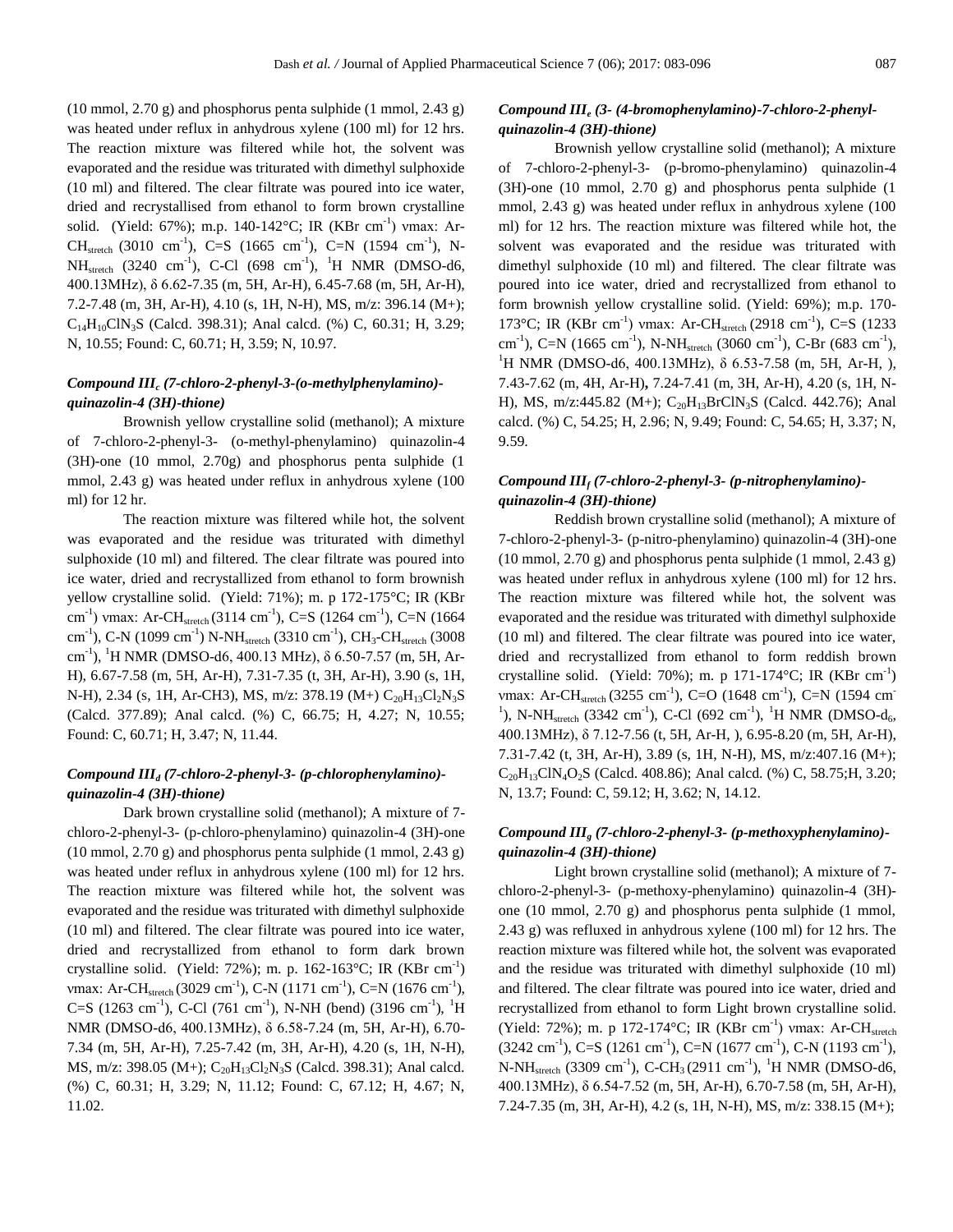(10 mmol, 2.70 g) and phosphorus penta sulphide (1 mmol, 2.43 g) was heated under reflux in anhydrous xylene (100 ml) for 12 hrs. The reaction mixture was filtered while hot, the solvent was evaporated and the residue was triturated with dimethyl sulphoxide (10 ml) and filtered. The clear filtrate was poured into ice water, dried and recrystallised from ethanol to form brown crystalline solid. (Yield: 67%); m.p. 140-142°C; IR (KBr $cm^{-1}$) νmax: Ar-$CH_{stretch}$ (3010 $cm^{-1}$), C=S (1665 $cm^{-1}$), C=N (1594 $cm^{-1}$), N-$NH_{stretch}$ (3240 $cm^{-1}$), C-Cl (698 $cm^{-1}$), $^1H$ NMR (DMSO-d6, 400.13MHz), δ 6.62-7.35 (m, 5H, Ar-H), 6.45-7.68 (m, 5H, Ar-H), 7.2-7.48 (m, 3H, Ar-H), 4.10 (s, 1H, N-H), MS, m/z: 396.14 (M+); $C_{14}H_{10}ClN_3S$ (Calcd. 398.31); Anal calcd. (%) C, 60.31; H, 3.29; N, 10.55; Found: C, 60.71; H, 3.59; N, 10.97.

### *Compound $III_c$ (7-chloro-2-phenyl-3-(o-methylphenylamino)-quinazolin-4 (3H)-thione)*

Brownish yellow crystalline solid (methanol); A mixture of 7-chloro-2-phenyl-3- (o-methyl-phenylamino) quinazolin-4 (3H)-one (10 mmol, 2.70g) and phosphorus penta sulphide (1 mmol, 2.43 g) was heated under reflux in anhydrous xylene (100 ml) for 12 hr.

The reaction mixture was filtered while hot, the solvent was evaporated and the residue was triturated with dimethyl sulphoxide (10 ml) and filtered. The clear filtrate was poured into ice water, dried and recrystallized from ethanol to form brownish yellow crystalline solid. (Yield: 71%); m. p 172-175°C; IR (KBr $cm^{-1}$) νmax: Ar-$CH_{stretch}$ (3114 $cm^{-1}$), C=S (1264 $cm^{-1}$), C=N (1664 $cm^{-1}$), C-N (1099 $cm^{-1}$) N-$NH_{stretch}$ (3310 $cm^{-1}$), $CH_3$-$CH_{stretch}$ (3008 $cm^{-1}$), $^1H$ NMR (DMSO-d6, 400.13 MHz), δ 6.50-7.57 (m, 5H, Ar-H), 6.67-7.58 (m, 5H, Ar-H), 7.31-7.35 (t, 3H, Ar-H), 3.90 (s, 1H, N-H), 2.34 (s, 1H, Ar-CH3), MS, m/z: 378.19 (M+) $C_{20}H_{13}Cl_2N_3S$ (Calcd. 377.89); Anal calcd. (%) C, 66.75; H, 4.27; N, 10.55; Found: C, 60.71; H, 3.47; N, 11.44.

### *Compound $III_d$ (7-chloro-2-phenyl-3- (p-chlorophenylamino)-quinazolin-4 (3H)-thione)*

Dark brown crystalline solid (methanol); A mixture of 7-chloro-2-phenyl-3- (p-chloro-phenylamino) quinazolin-4 (3H)-one (10 mmol, 2.70 g) and phosphorus penta sulphide (1 mmol, 2.43 g) was heated under reflux in anhydrous xylene (100 ml) for 12 hrs. The reaction mixture was filtered while hot, the solvent was evaporated and the residue was triturated with dimethyl sulphoxide (10 ml) and filtered. The clear filtrate was poured into ice water, dried and recrystallized from ethanol to form dark brown crystalline solid. (Yield: 72%); m. p. 162-163°C; IR (KBr $cm^{-1}$) νmax: Ar-$CH_{stretch}$ (3029 $cm^{-1}$), C-N (1171 $cm^{-1}$), C=N (1676 $cm^{-1}$), C=S (1263 $cm^{-1}$), C-Cl (761 $cm^{-1}$), N-NH (bend) (3196 $cm^{-1}$), $^1H$ NMR (DMSO-d6, 400.13MHz), δ 6.58-7.24 (m, 5H, Ar-H), 6.70-7.34 (m, 5H, Ar-H), 7.25-7.42 (m, 3H, Ar-H), 4.20 (s, 1H, N-H), MS, m/z: 398.05 (M+); $C_{20}H_{13}Cl_2N_3S$ (Calcd. 398.31); Anal calcd. (%) C, 60.31; H, 3.29; N, 11.12; Found: C, 67.12; H, 4.67; N, 11.02.

### *Compound $III_e$ (3- (4-bromophenylamino)-7-chloro-2-phenyl-quinazolin-4 (3H)-thione)*

Brownish yellow crystalline solid (methanol); A mixture of 7-chloro-2-phenyl-3- (p-bromo-phenylamino) quinazolin-4 (3H)-one (10 mmol, 2.70 g) and phosphorus penta sulphide (1 mmol, 2.43 g) was heated under reflux in anhydrous xylene (100 ml) for 12 hrs. The reaction mixture was filtered while hot, the solvent was evaporated and the residue was triturated with dimethyl sulphoxide (10 ml) and filtered. The clear filtrate was poured into ice water, dried and recrystallized from ethanol to form brownish yellow crystalline solid. (Yield: 69%); m.p. 170-173°C; IR (KBr $cm^{-1}$) νmax: Ar-$CH_{stretch}$ (2918 $cm^{-1}$), C=S (1233 $cm^{-1}$), C=N (1665 $cm^{-1}$), N-$NH_{stretch}$ (3060 $cm^{-1}$), C-Br (683 $cm^{-1}$), $^1H$ NMR (DMSO-d6, 400.13MHz), δ 6.53-7.58 (m, 5H, Ar-H, ), 7.43-7.62 (m, 4H, Ar-H), 7.24-7.41 (m, 3H, Ar-H), 4.20 (s, 1H, N-H), MS, m/z:445.82 (M+); $C_{20}H_{13}BrClN_3S$ (Calcd. 442.76); Anal calcd. (%) C, 54.25; H, 2.96; N, 9.49; Found: C, 54.65; H, 3.37; N, 9.59.

### *Compound $III_f$ (7-chloro-2-phenyl-3- (p-nitrophenylamino)-quinazolin-4 (3H)-thione)*

Reddish brown crystalline solid (methanol); A mixture of 7-chloro-2-phenyl-3- (p-nitro-phenylamino) quinazolin-4 (3H)-one (10 mmol, 2.70 g) and phosphorus penta sulphide (1 mmol, 2.43 g) was heated under reflux in anhydrous xylene (100 ml) for 12 hrs. The reaction mixture was filtered while hot, the solvent was evaporated and the residue was triturated with dimethyl sulphoxide (10 ml) and filtered. The clear filtrate was poured into ice water, dried and recrystallized from ethanol to form reddish brown crystalline solid. (Yield: 70%); m. p 171-174°C; IR (KBr $cm^{-1}$) νmax: Ar-$CH_{stretch}$ (3255 $cm^{-1}$), C=O (1648 $cm^{-1}$), C=N (1594 $cm^{-1}$), N-$NH_{stretch}$ (3342 $cm^{-1}$), C-Cl (692 $cm^{-1}$), $^1H$ NMR (DMSO-$d_6$, 400.13MHz), δ 7.12-7.56 (t, 5H, Ar-H, ), 6.95-8.20 (m, 5H, Ar-H), 7.31-7.42 (t, 3H, Ar-H), 3.89 (s, 1H, N-H), MS, m/z:407.16 (M+); $C_{20}H_{13}ClN_4O_2S$ (Calcd. 408.86); Anal calcd. (%) C, 58.75;H, 3.20; N, 13.7; Found: C, 59.12; H, 3.62; N, 14.12.

### *Compound $III_g$ (7-chloro-2-phenyl-3- (p-methoxyphenylamino)-quinazolin-4 (3H)-thione)*

Light brown crystalline solid (methanol); A mixture of 7-chloro-2-phenyl-3- (p-methoxy-phenylamino) quinazolin-4 (3H)-one (10 mmol, 2.70 g) and phosphorus penta sulphide (1 mmol, 2.43 g) was refluxed in anhydrous xylene (100 ml) for 12 hrs. The reaction mixture was filtered while hot, the solvent was evaporated and the residue was triturated with dimethyl sulphoxide (10 ml) and filtered. The clear filtrate was poured into ice water, dried and recrystallized from ethanol to form Light brown crystalline solid. (Yield: 72%); m. p 172-174°C; IR (KBr $cm^{-1}$) νmax: Ar-$CH_{stretch}$ (3242 $cm^{-1}$), C=S (1261 $cm^{-1}$), C=N (1677 $cm^{-1}$), C-N (1193 $cm^{-1}$), N-$NH_{stretch}$ (3309 $cm^{-1}$), C-$CH_3$ (2911 $cm^{-1}$), $^1H$ NMR (DMSO-d6, 400.13MHz), δ 6.54-7.52 (m, 5H, Ar-H), 6.70-7.58 (m, 5H, Ar-H), 7.24-7.35 (m, 3H, Ar-H), 4.2 (s, 1H, N-H), MS, m/z: 338.15 (M+);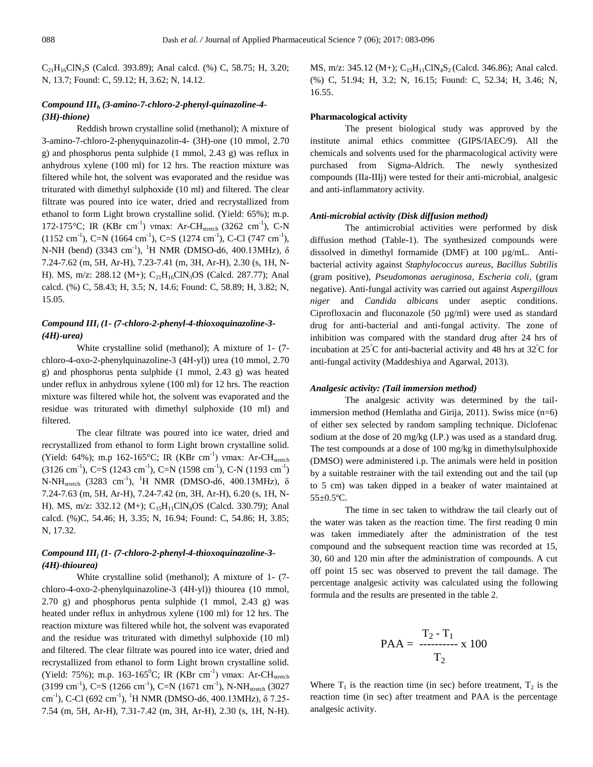$C_{21}H_{16}ClN_3S$ (Calcd. 393.89); Anal calcd. (%) C, 58.75; H, 3.20; N, 13.7; Found: C, 59.12; H, 3.62; N, 14.12.

### *Compound $III_h$ (3-amino-7-chloro-2-phenyl-quinazoline-4-(3H)-thione)*

Reddish brown crystalline solid (methanol); A mixture of 3-amino-7-chloro-2-phenyquinazolin-4- (3H)-one (10 mmol, 2.70 g) and phosphorus penta sulphide (1 mmol, 2.43 g) was reflux in anhydrous xylene (100 ml) for 12 hrs. The reaction mixture was filtered while hot, the solvent was evaporated and the residue was triturated with dimethyl sulphoxide (10 ml) and filtered. The clear filtrate was poured into ice water, dried and recrystallized from ethanol to form Light brown crystalline solid. (Yield: 65%); m.p. 172-175°C; IR (KBr $cm^{-1}$) νmax: Ar-$CH_{stretch}$ (3262 $cm^{-1}$), C-N (1152 $cm^{-1}$), C=N (1664 $cm^{-1}$), C=S (1274 $cm^{-1}$), C-Cl (747 $cm^{-1}$), N-NH (bend) (3343 $cm^{-1}$), $^1$H NMR (DMSO-d6, 400.13MHz), δ 7.24-7.62 (m, 5H, Ar-H), 7.23-7.41 (m, 3H, Ar-H), 2.30 (s, 1H, N-H). MS, m/z: 288.12 (M+); $C_{21}H_{16}ClN_3OS$ (Calcd. 287.77); Anal calcd. (%) C, 58.43; H, 3.5; N, 14.6; Found: C, 58.89; H, 3.82; N, 15.05.

### *Compound $III_i$ (1- (7-chloro-2-phenyl-4-thioxoquinazoline-3-(4H)-urea)*

White crystalline solid (methanol); A mixture of 1- (7-chloro-4-oxo-2-phenylquinazoline-3 (4H-yl)) urea (10 mmol, 2.70 g) and phosphorus penta sulphide (1 mmol, 2.43 g) was heated under reflux in anhydrous xylene (100 ml) for 12 hrs. The reaction mixture was filtered while hot, the solvent was evaporated and the residue was triturated with dimethyl sulphoxide (10 ml) and filtered.

The clear filtrate was poured into ice water, dried and recrystallized from ethanol to form Light brown crystalline solid. (Yield: 64%); m.p 162-165°C; IR (KBr $cm^{-1}$) νmax: Ar-$CH_{stretch}$ (3126 $cm^{-1}$), C=S (1243 $cm^{-1}$), C=N (1598 $cm^{-1}$), C-N (1193 $cm^{-1}$) N-$NH_{stretch}$ (3283 $cm^{-1}$), $^1$H NMR (DMSO-d6, 400.13MHz), δ 7.24-7.63 (m, 5H, Ar-H), 7.24-7.42 (m, 3H, Ar-H), 6.20 (s, 1H, N-H). MS, m/z: 332.12 (M+); $C_{15}H_{11}ClN_4OS$ (Calcd. 330.79); Anal calcd. (%)C, 54.46; H, 3.35; N, 16.94; Found: C, 54.86; H, 3.85; N, 17.32.

### *Compound $III_j$ (1- (7-chloro-2-phenyl-4-thioxoquinazoline-3-(4H)-thiourea)*

White crystalline solid (methanol); A mixture of 1- (7-chloro-4-oxo-2-phenylquinazoline-3 (4H-yl)) thiourea (10 mmol, 2.70 g) and phosphorus penta sulphide (1 mmol, 2.43 g) was heated under reflux in anhydrous xylene (100 ml) for 12 hrs. The reaction mixture was filtered while hot, the solvent was evaporated and the residue was triturated with dimethyl sulphoxide (10 ml) and filtered. The clear filtrate was poured into ice water, dried and recrystallized from ethanol to form Light brown crystalline solid. (Yield: 75%); m.p. 163-165$^0$C; IR (KBr $cm^{-1}$) νmax: Ar-$CH_{stretch}$ (3199 $cm^{-1}$), C=S (1266 $cm^{-1}$), C=N (1671 $cm^{-1}$), N-$NH_{stretch}$ (3027 $cm^{-1}$), C-Cl (692 $cm^{-1}$), $^1$H NMR (DMSO-d6, 400.13MHz), δ 7.25-7.54 (m, 5H, Ar-H), 7.31-7.42 (m, 3H, Ar-H), 2.30 (s, 1H, N-H). MS, m/z: 345.12 (M+); $C_{15}H_{11}ClN_4S_2$ (Calcd. 346.86); Anal calcd. (%) C, 51.94; H, 3.2; N, 16.15; Found: C, 52.34; H, 3.46; N, 16.55.

## Pharmacological activity

The present biological study was approved by the institute animal ethics committee (GIPS/IAEC/9). All the chemicals and solvents used for the pharmacological activity were purchased from Sigma-Aldrich. The newly synthesized compounds (IIa-IIIj) were tested for their anti-microbial, analgesic and anti-inflammatory activity.

### *Anti-microbial activity (Disk diffusion method)*

The antimicrobial activities were performed by disk diffusion method (Table-1). The synthesized compounds were dissolved in dimethyl formamide (DMF) at 100 µg/mL. Anti-bacterial activity against *Staphylococcus aureus, Bacillus Subtilis* (gram positive), *Pseudomonas aeruginosa, Escheria coli*, (gram negative). Anti-fungal activity was carried out against *Aspergillous niger* and *Candida albicans* under aseptic conditions. Ciprofloxacin and fluconazole (50 µg/ml) were used as standard drug for anti-bacterial and anti-fungal activity. The zone of inhibition was compared with the standard drug after 24 hrs of incubation at 25°C for anti-bacterial activity and 48 hrs at 32°C for anti-fungal activity (Maddeshiya and Agarwal, 2013).

### *Analgesic activity: (Tail immersion method)*

The analgesic activity was determined by the tail-immersion method (Hemlatha and Girija, 2011). Swiss mice (n=6) of either sex selected by random sampling technique. Diclofenac sodium at the dose of 20 mg/kg (I.P.) was used as a standard drug. The test compounds at a dose of 100 mg/kg in dimethylsulphoxide (DMSO) were administered i.p. The animals were held in position by a suitable restrainer with the tail extending out and the tail (up to 5 cm) was taken dipped in a beaker of water maintained at 55±0.5ºC.

The time in sec taken to withdraw the tail clearly out of the water was taken as the reaction time. The first reading 0 min was taken immediately after the administration of the test compound and the subsequent reaction time was recorded at 15, 30, 60 and 120 min after the administration of compounds. A cut off point 15 sec was observed to prevent the tail damage. The percentage analgesic activity was calculated using the following formula and the results are presented in the table 2.

$$PAA = \frac{T_2 - T_1}{T_2} \times 100$$

Where $T_1$ is the reaction time (in sec) before treatment, $T_2$ is the reaction time (in sec) after treatment and PAA is the percentage analgesic activity.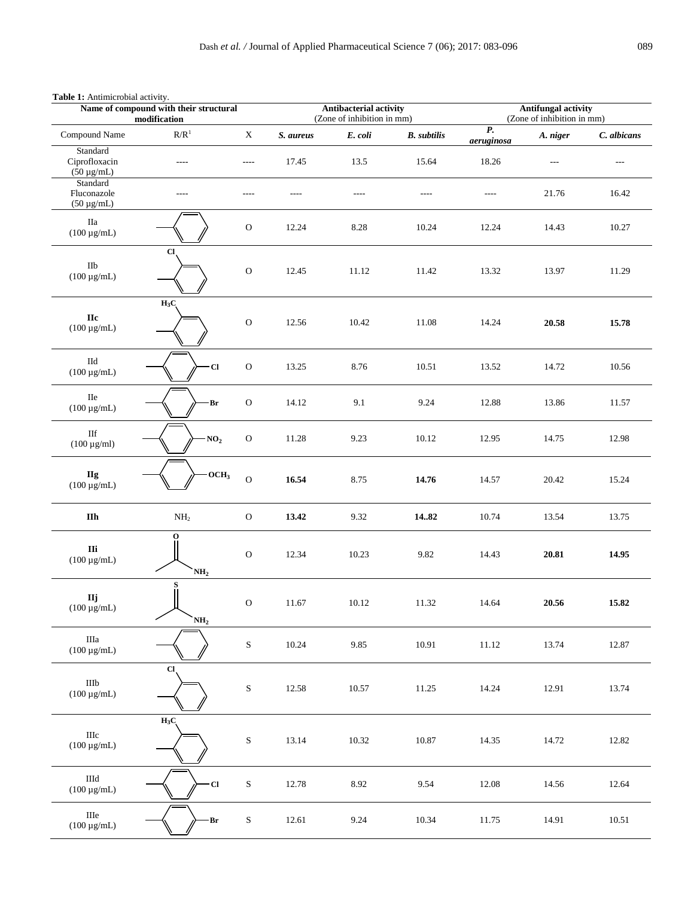**Table 1:** Antimicrobial activity.

| Name of compound with their structural modification | | | Antibacterial activity (Zone of inhibition in mm) | | | | Antifungal activity (Zone of inhibition in mm) | |
|---|---|---|---|---|---|---|---|---|
| Compound Name | R/R[1] | X | *S. aureus* | *E. coli* | *B. subtilis* | *P. aeruginosa* | *A. niger* | *C. albicans* |
| Standard Ciprofloxacin (50 µg/mL) | ---- | ---- | 17.45 | 13.5 | 15.64 | 18.26 | --- | --- |
| Standard Fluconazole (50 µg/mL) | ---- | ---- | ---- | ---- | ---- | ---- | 21.76 | 16.42 |
| IIa (100 µg/mL) | phenyl | O | 12.24 | 8.28 | 10.24 | 12.24 | 14.43 | 10.27 |
| IIb (100 µg/mL) | 2-Cl-phenyl | O | 12.45 | 11.12 | 11.42 | 13.32 | 13.97 | 11.29 |
| **IIc** (100 µg/mL) | 2-$CH_3$-phenyl | O | 12.56 | 10.42 | 11.08 | 14.24 | **20.58** | **15.78** |
| IId (100 µg/mL) | 4-Cl-phenyl | O | 13.25 | 8.76 | 10.51 | 13.52 | 14.72 | 10.56 |
| IIe (100 µg/mL) | 4-Br-phenyl | O | 14.12 | 9.1 | 9.24 | 12.88 | 13.86 | 11.57 |
| IIf (100 µg/ml) | 4-$NO_2$-phenyl | O | 11.28 | 9.23 | 10.12 | 12.95 | 14.75 | 12.98 |
| **IIg** (100 µg/mL) | 4-$OCH_3$-phenyl | O | **16.54** | 8.75 | **14.76** | 14.57 | 20.42 | 15.24 |
| **IIh** | $NH_2$ | O | **13.42** | 9.32 | **14..82** | 10.74 | 13.54 | 13.75 |
| **IIi** (100 µg/mL) | $C(=O)NH_2$ | O | 12.34 | 10.23 | 9.82 | 14.43 | **20.81** | **14.95** |
| **IIj** (100 µg/mL) | $C(=S)NH_2$ | O | 11.67 | 10.12 | 11.32 | 14.64 | **20.56** | **15.82** |
| IIIa (100 µg/mL) | phenyl | S | 10.24 | 9.85 | 10.91 | 11.12 | 13.74 | 12.87 |
| IIIb (100 µg/mL) | 2-Cl-phenyl | S | 12.58 | 10.57 | 11.25 | 14.24 | 12.91 | 13.74 |
| IIIc (100 µg/mL) | 2-$CH_3$-phenyl | S | 13.14 | 10.32 | 10.87 | 14.35 | 14.72 | 12.82 |
| IIId (100 µg/mL) | 4-Cl-phenyl | S | 12.78 | 8.92 | 9.54 | 12.08 | 14.56 | 12.64 |
| IIIe (100 µg/mL) | 4-Br-phenyl | S | 12.61 | 9.24 | 10.34 | 11.75 | 14.91 | 10.51 |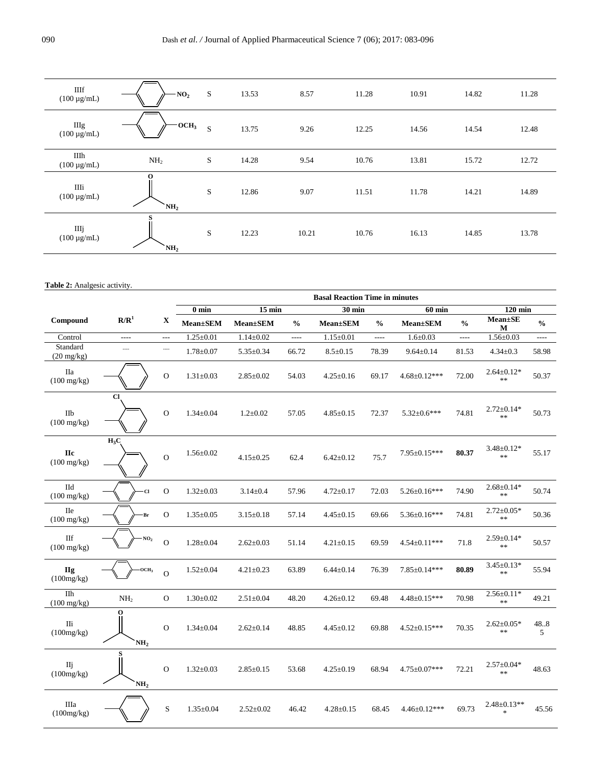| IIIf (100 µg/mL) | phenyl–$NO_2$ | S | 13.53 | 8.57 | 11.28 | 10.91 | 14.82 | 11.28 |
|---|---|---|---|---|---|---|---|---|
| IIIg (100 µg/mL) | phenyl–$OCH_3$ | S | 13.75 | 9.26 | 12.25 | 14.56 | 14.54 | 12.48 |
| IIIh (100 µg/mL) | $NH_2$ | S | 14.28 | 9.54 | 10.76 | 13.81 | 15.72 | 12.72 |
| IIIi (100 µg/mL) | C(=O)$NH_2$ | S | 12.86 | 9.07 | 11.51 | 11.78 | 14.21 | 14.89 |
| IIIj (100 µg/mL) | C(=S)$NH_2$ | S | 12.23 | 10.21 | 10.76 | 16.13 | 14.85 | 13.78 |

**Table 2:** Analgesic activity.

| Compound | $R/R^1$ | X | Basal Reaction Time in minutes | | | | | | | | |
|---|---|---|---|---|---|---|---|---|---|---|---|
| | | | 0 min | 15 min | | 30 min | | 60 min | | 120 min | |
| | | | Mean±SEM | Mean±SEM | % | Mean±SEM | % | Mean±SEM | % | Mean±SEM | % |
| Control | ---- | --- | 1.25±0.01 | 1.14±0.02 | ---- | 1.15±0.01 | ---- | 1.6±0.03 | ---- | 1.56±0.03 | ---- |
| Standard (20 mg/kg) | ---- | ---- | 1.78±0.07 | 5.35±0.34 | 66.72 | 8.5±0.15 | 78.39 | 9.64±0.14 | 81.53 | 4.34±0.3 | 58.98 |
| IIa (100 mg/kg) | phenyl | O | 1.31±0.03 | 2.85±0.02 | 54.03 | 4.25±0.16 | 69.17 | 4.68±0.12*** | 72.00 | 2.64±0.12*** | 50.37 |
| IIb (100 mg/kg) | 2-Cl-phenyl | O | 1.34±0.04 | 1.2±0.02 | 57.05 | 4.85±0.15 | 72.37 | 5.32±0.6*** | 74.81 | 2.72±0.14*** | 50.73 |
| **IIc** (100 mg/kg) | 2-$H_3C$-phenyl | O | 1.56±0.02 | 4.15±0.25 | 62.4 | 6.42±0.12 | 75.7 | 7.95±0.15*** | **80.37** | 3.48±0.12*** | 55.17 |
| IId (100 mg/kg) | phenyl–Cl | O | 1.32±0.03 | 3.14±0.4 | 57.96 | 4.72±0.17 | 72.03 | 5.26±0.16*** | 74.90 | 2.68±0.14*** | 50.74 |
| IIe (100 mg/kg) | phenyl–Br | O | 1.35±0.05 | 3.15±0.18 | 57.14 | 4.45±0.15 | 69.66 | 5.36±0.16*** | 74.81 | 2.72±0.05*** | 50.36 |
| IIf (100 mg/kg) | phenyl–$NO_2$ | O | 1.28±0.04 | 2.62±0.03 | 51.14 | 4.21±0.15 | 69.59 | 4.54±0.11*** | 71.8 | 2.59±0.14*** | 50.57 |
| **IIg** (100mg/kg) | phenyl–$OCH_3$ | O | 1.52±0.04 | 4.21±0.23 | 63.89 | 6.44±0.14 | 76.39 | 7.85±0.14*** | **80.89** | 3.45±0.13*** | 55.94 |
| IIh (100 mg/kg) | $NH_2$ | O | 1.30±0.02 | 2.51±0.04 | 48.20 | 4.26±0.12 | 69.48 | 4.48±0.15*** | 70.98 | 2.56±0.11*** | 49.21 |
| IIi (100mg/kg) | C(=O)$NH_2$ | O | 1.34±0.04 | 2.62±0.14 | 48.85 | 4.45±0.12 | 69.88 | 4.52±0.15*** | 70.35 | 2.62±0.05*** | 48..85 |
| IIj (100mg/kg) | C(=S)$NH_2$ | O | 1.32±0.03 | 2.85±0.15 | 53.68 | 4.25±0.19 | 68.94 | 4.75±0.07*** | 72.21 | 2.57±0.04*** | 48.63 |
| IIIa (100mg/kg) | phenyl | S | 1.35±0.04 | 2.52±0.02 | 46.42 | 4.28±0.15 | 68.45 | 4.46±0.12*** | 69.73 | 2.48±0.13*** | 45.56 |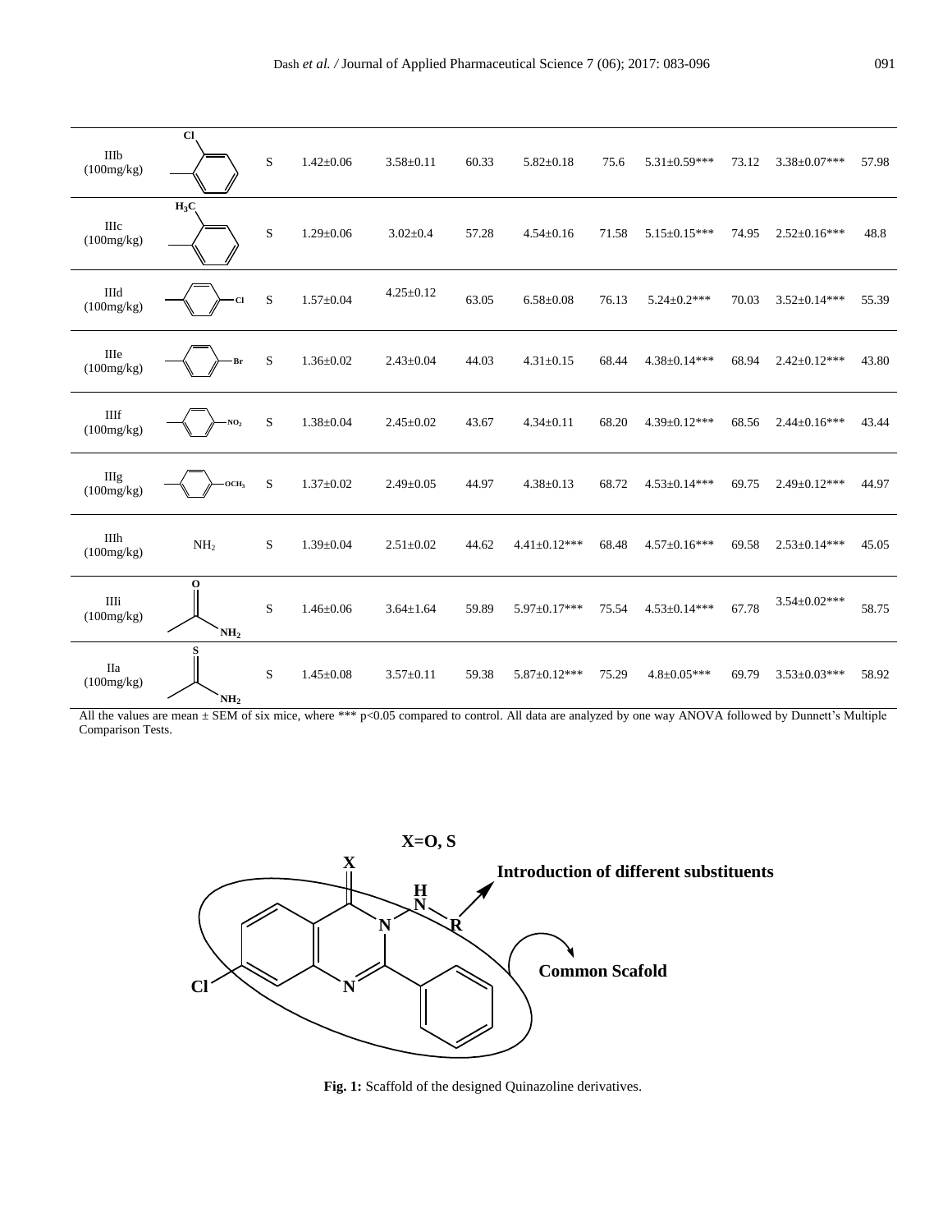| | | | | | | | | | | | |
|---|---|---|---|---|---|---|---|---|---|---|---|
| IIIb (100mg/kg) | 2-chlorophenyl | S | 1.42±0.06 | 3.58±0.11 | 60.33 | 5.82±0.18 | 75.6 | 5.31±0.59*** | 73.12 | 3.38±0.07*** | 57.98 |
| IIIc (100mg/kg) | 2-methylphenyl ($H_3C$) | S | 1.29±0.06 | 3.02±0.4 | 57.28 | 4.54±0.16 | 71.58 | 5.15±0.15*** | 74.95 | 2.52±0.16*** | 48.8 |
| IIId (100mg/kg) | 4-chlorophenyl | S | 1.57±0.04 | 4.25±0.12 | 63.05 | 6.58±0.08 | 76.13 | 5.24±0.2*** | 70.03 | 3.52±0.14*** | 55.39 |
| IIIe (100mg/kg) | 4-bromophenyl | S | 1.36±0.02 | 2.43±0.04 | 44.03 | 4.31±0.15 | 68.44 | 4.38±0.14*** | 68.94 | 2.42±0.12*** | 43.80 |
| IIIf (100mg/kg) | 4-nitrophenyl ($NO_2$) | S | 1.38±0.04 | 2.45±0.02 | 43.67 | 4.34±0.11 | 68.20 | 4.39±0.12*** | 68.56 | 2.44±0.16*** | 43.44 |
| IIIg (100mg/kg) | 4-methoxyphenyl ($OCH_3$) | S | 1.37±0.02 | 2.49±0.05 | 44.97 | 4.38±0.13 | 68.72 | 4.53±0.14*** | 69.75 | 2.49±0.12*** | 44.97 |
| IIIh (100mg/kg) | $NH_2$ | S | 1.39±0.04 | 2.51±0.02 | 44.62 | 4.41±0.12*** | 68.48 | 4.57±0.16*** | 69.58 | 2.53±0.14*** | 45.05 |
| IIIi (100mg/kg) | $C(=O)NH_2$ | S | 1.46±0.06 | 3.64±1.64 | 59.89 | 5.97±0.17*** | 75.54 | 4.53±0.14*** | 67.78 | 3.54±0.02*** | 58.75 |
| IIa (100mg/kg) | $C(=S)NH_2$ | S | 1.45±0.08 | 3.57±0.11 | 59.38 | 5.87±0.12*** | 75.29 | 4.8±0.05*** | 69.79 | 3.53±0.03*** | 58.92 |

All the values are mean ± SEM of six mice, where *** $p<0.05$ compared to control. All data are analyzed by one way ANOVA followed by Dunnett's Multiple Comparison Tests.

**Fig. 1:** Scaffold of the designed Quinazoline derivatives.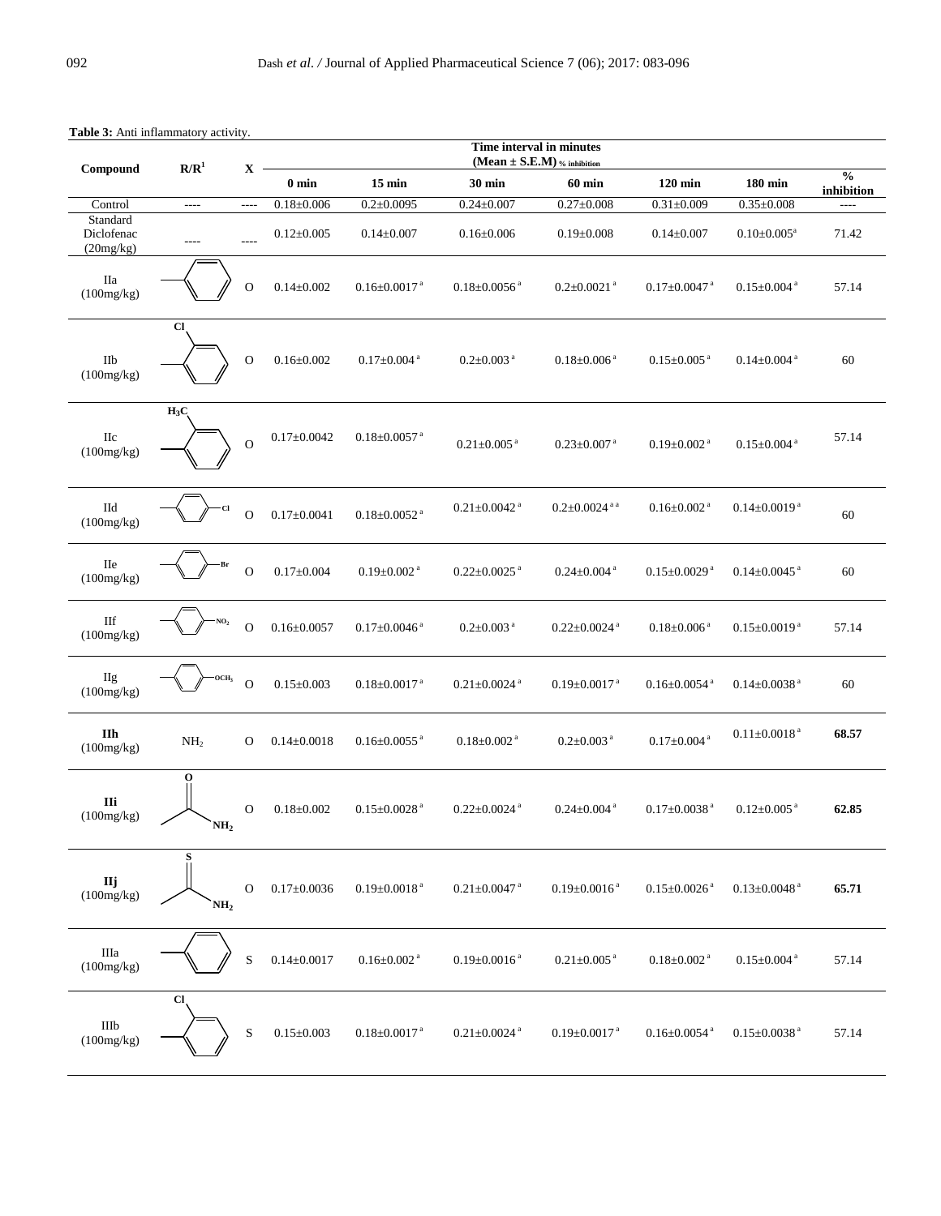**Table 3:** Anti inflammatory activity.

| Compound | $R/R^1$ | X | Time interval in minutes (Mean ± S.E.M) % inhibition | | | | | | % inhibition |
|---|---|---|---|---|---|---|---|---|---|
| | | | 0 min | 15 min | 30 min | 60 min | 120 min | 180 min | |
| Control | ---- | ---- | 0.18±0.006 | 0.2±0.0095 | 0.24±0.007 | 0.27±0.008 | 0.31±0.009 | 0.35±0.008 | ---- |
| Standard Diclofenac (20mg/kg) | ---- | ---- | 0.12±0.005 | 0.14±0.007 | 0.16±0.006 | 0.19±0.008 | 0.14±0.007 | 0.10±0.005[a] | 71.42 |
| IIa (100mg/kg) | phenyl | O | 0.14±0.002 | 0.16±0.0017[a] | 0.18±0.0056[a] | 0.2±0.0021[a] | 0.17±0.0047[a] | 0.15±0.004[a] | 57.14 |
| IIb (100mg/kg) | 2-Cl-phenyl | O | 0.16±0.002 | 0.17±0.004[a] | 0.2±0.003[a] | 0.18±0.006[a] | 0.15±0.005[a] | 0.14±0.004[a] | 60 |
| IIc (100mg/kg) | 2-$H_3C$-phenyl | O | 0.17±0.0042 | 0.18±0.0057[a] | 0.21±0.005[a] | 0.23±0.007[a] | 0.19±0.002[a] | 0.15±0.004[a] | 57.14 |
| IId (100mg/kg) | 4-Cl-phenyl | O | 0.17±0.0041 | 0.18±0.0052[a] | 0.21±0.0042[a] | 0.2±0.0024[a a] | 0.16±0.002[a] | 0.14±0.0019[a] | 60 |
| IIe (100mg/kg) | 4-Br-phenyl | O | 0.17±0.004 | 0.19±0.002[a] | 0.22±0.0025[a] | 0.24±0.004[a] | 0.15±0.0029[a] | 0.14±0.0045[a] | 60 |
| IIf (100mg/kg) | 4-$NO_2$-phenyl | O | 0.16±0.0057 | 0.17±0.0046[a] | 0.2±0.003[a] | 0.22±0.0024[a] | 0.18±0.006[a] | 0.15±0.0019[a] | 57.14 |
| IIg (100mg/kg) | 4-$OCH_3$-phenyl | O | 0.15±0.003 | 0.18±0.0017[a] | 0.21±0.0024[a] | 0.19±0.0017[a] | 0.16±0.0054[a] | 0.14±0.0038[a] | 60 |
| **IIh** (100mg/kg) | $NH_2$ | O | 0.14±0.0018 | 0.16±0.0055[a] | 0.18±0.002[a] | 0.2±0.003[a] | 0.17±0.004[a] | 0.11±0.0018[a] | **68.57** |
| **IIi** (100mg/kg) | $-C(=O)NH_2$ | O | 0.18±0.002 | 0.15±0.0028[a] | 0.22±0.0024[a] | 0.24±0.004[a] | 0.17±0.0038[a] | 0.12±0.005[a] | **62.85** |
| **IIj** (100mg/kg) | $-C(=S)NH_2$ | O | 0.17±0.0036 | 0.19±0.0018[a] | 0.21±0.0047[a] | 0.19±0.0016[a] | 0.15±0.0026[a] | 0.13±0.0048[a] | **65.71** |
| IIIa (100mg/kg) | phenyl | S | 0.14±0.0017 | 0.16±0.002[a] | 0.19±0.0016[a] | 0.21±0.005[a] | 0.18±0.002[a] | 0.15±0.004[a] | 57.14 |
| IIIb (100mg/kg) | 2-Cl-phenyl | S | 0.15±0.003 | 0.18±0.0017[a] | 0.21±0.0024[a] | 0.19±0.0017[a] | 0.16±0.0054[a] | 0.15±0.0038[a] | 57.14 |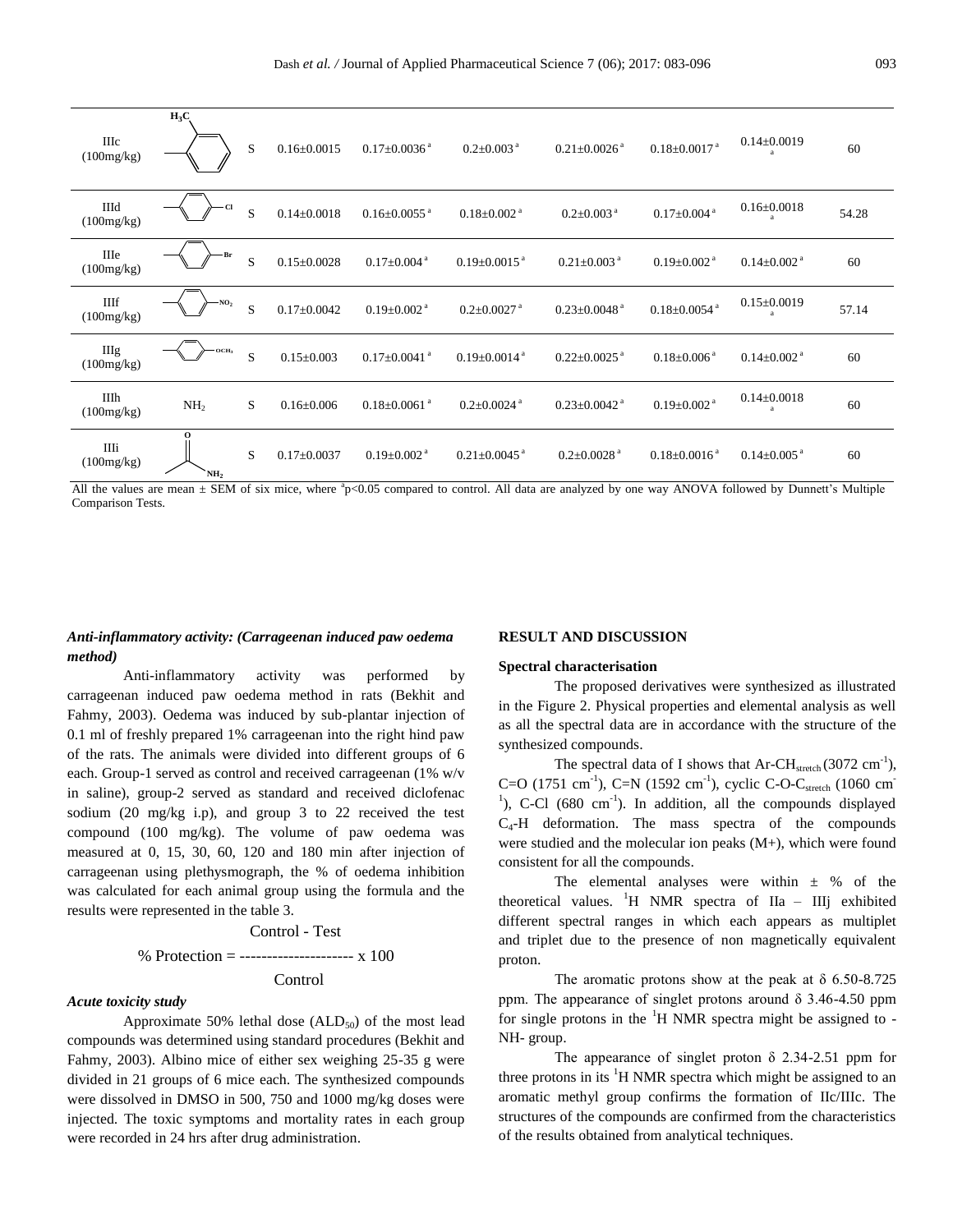| | | | | | | | | | |
|---|---|---|---|---|---|---|---|---|---|
| IIIc (100mg/kg) | $H_3C$-phenyl | S | 0.16±0.0015 | 0.17±0.0036 [a] | 0.2±0.003 [a] | 0.21±0.0026 [a] | 0.18±0.0017 [a] | 0.14±0.0019 [a] | 60 |
| IIId (100mg/kg) | phenyl-Cl | S | 0.14±0.0018 | 0.16±0.0055 [a] | 0.18±0.002 [a] | 0.2±0.003 [a] | 0.17±0.004 [a] | 0.16±0.0018 [a] | 54.28 |
| IIIe (100mg/kg) | phenyl-Br | S | 0.15±0.0028 | 0.17±0.004 [a] | 0.19±0.0015 [a] | 0.21±0.003 [a] | 0.19±0.002 [a] | 0.14±0.002 [a] | 60 |
| IIIf (100mg/kg) | phenyl-$NO_2$ | S | 0.17±0.0042 | 0.19±0.002 [a] | 0.2±0.0027 [a] | 0.23±0.0048 [a] | 0.18±0.0054 [a] | 0.15±0.0019 [a] | 57.14 |
| IIIg (100mg/kg) | phenyl-$OCH_3$ | S | 0.15±0.003 | 0.17±0.0041 [a] | 0.19±0.0014 [a] | 0.22±0.0025 [a] | 0.18±0.006 [a] | 0.14±0.002 [a] | 60 |
| IIIh (100mg/kg) | $NH_2$ | S | 0.16±0.006 | 0.18±0.0061 [a] | 0.2±0.0024 [a] | 0.23±0.0042 [a] | 0.19±0.002 [a] | 0.14±0.0018 [a] | 60 |
| IIIi (100mg/kg) | $C(=O)NH_2$ | S | 0.17±0.0037 | 0.19±0.002 [a] | 0.21±0.0045 [a] | 0.2±0.0028 [a] | 0.18±0.0016 [a] | 0.14±0.005 [a] | 60 |

All the values are mean ± SEM of six mice, where [a]$p<0.05$ compared to control. All data are analyzed by one way ANOVA followed by Dunnett's Multiple Comparison Tests.

***Anti-inflammatory activity: (Carrageenan induced paw oedema method)***

Anti-inflammatory activity was performed by carrageenan induced paw oedema method in rats (Bekhit and Fahmy, 2003). Oedema was induced by sub-plantar injection of 0.1 ml of freshly prepared 1% carrageenan into the right hind paw of the rats. The animals were divided into different groups of 6 each. Group-1 served as control and received carrageenan (1% w/v in saline), group-2 served as standard and received diclofenac sodium (20 mg/kg i.p), and group 3 to 22 received the test compound (100 mg/kg). The volume of paw oedema was measured at 0, 15, 30, 60, 120 and 180 min after injection of carrageenan using plethysmograph, the % of oedema inhibition was calculated for each animal group using the formula and the results were represented in the table 3.

$$\% \text{ Protection} = \frac{\text{Control - Test}}{\text{Control}} \times 100$$

***Acute toxicity study***

Approximate 50% lethal dose ($ALD_{50}$) of the most lead compounds was determined using standard procedures (Bekhit and Fahmy, 2003). Albino mice of either sex weighing 25-35 g were divided in 21 groups of 6 mice each. The synthesized compounds were dissolved in DMSO in 500, 750 and 1000 mg/kg doses were injected. The toxic symptoms and mortality rates in each group were recorded in 24 hrs after drug administration.

## RESULT AND DISCUSSION

### Spectral characterisation

The proposed derivatives were synthesized as illustrated in the Figure 2. Physical properties and elemental analysis as well as all the spectral data are in accordance with the structure of the synthesized compounds.

The spectral data of I shows that Ar-$CH_{stretch}$ (3072 $cm^{-1}$), C=O (1751 $cm^{-1}$), C=N (1592 $cm^{-1}$), cyclic C-O-$C_{stretch}$ (1060 $cm^{-1}$), C-Cl (680 $cm^{-1}$). In addition, all the compounds displayed $C_4$-H deformation. The mass spectra of the compounds were studied and the molecular ion peaks (M+), which were found consistent for all the compounds.

The elemental analyses were within ± % of the theoretical values. $^1$H NMR spectra of IIa – IIIj exhibited different spectral ranges in which each appears as multiplet and triplet due to the presence of non magnetically equivalent proton.

The aromatic protons show at the peak at δ 6.50-8.725 ppm. The appearance of singlet protons around δ 3.46-4.50 ppm for single protons in the $^1$H NMR spectra might be assigned to -NH- group.

The appearance of singlet proton δ 2.34-2.51 ppm for three protons in its $^1$H NMR spectra which might be assigned to an aromatic methyl group confirms the formation of IIc/IIIc. The structures of the compounds are confirmed from the characteristics of the results obtained from analytical techniques.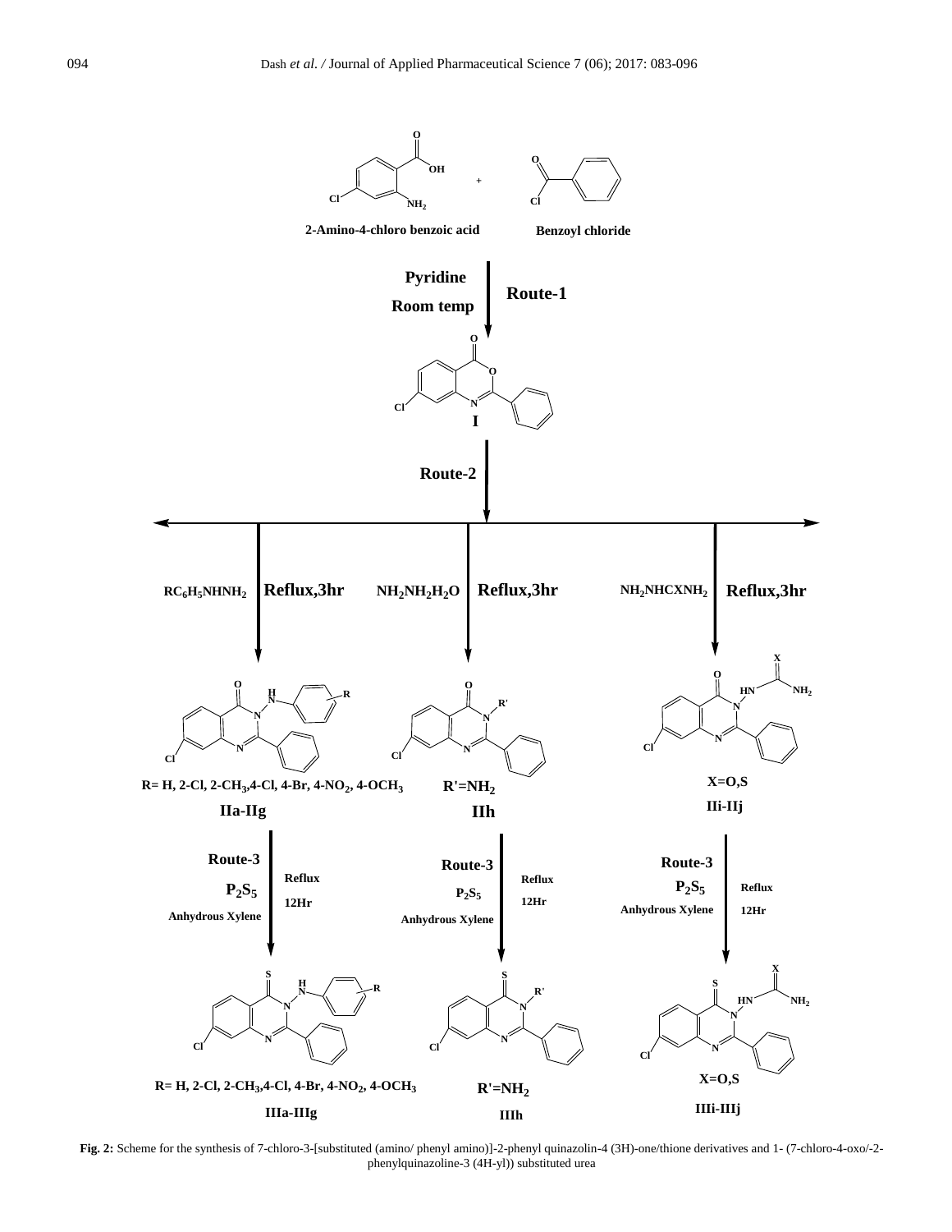2-Amino-4-chloro benzoic acid + Benzoyl chloride

Route-1: Pyridine, Room temp

I

Route-2

$RC_6H_5NHNH_2$ Reflux,3hr | $NH_2NH_2H_2O$ Reflux,3hr | $NH_2NHCXNH_2$ Reflux,3hr

R= H, 2-Cl, 2-$CH_3$,4-Cl, 4-Br, 4-$NO_2$, 4-$OCH_3$

IIa-IIg

R'=$NH_2$

IIh

X=O,S

IIi-IIj

Route-3: $P_2S_5$, Anhydrous Xylene, Reflux 12Hr

R= H, 2-Cl, 2-$CH_3$,4-Cl, 4-Br, 4-$NO_2$, 4-$OCH_3$

IIIa-IIIg

R'=$NH_2$

IIIh

X=O,S

IIIi-IIIj

**Fig. 2:** Scheme for the synthesis of 7-chloro-3-[substituted (amino/ phenyl amino)]-2-phenyl quinazolin-4 (3H)-one/thione derivatives and 1- (7-chloro-4-oxo/-2-phenylquinazoline-3 (4H-yl)) substituted urea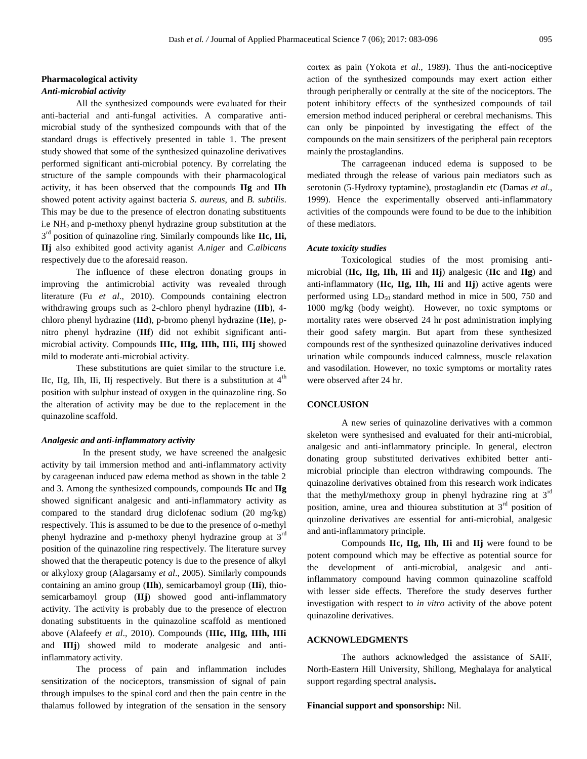## Pharmacological activity

### *Anti-microbial activity*

All the synthesized compounds were evaluated for their anti-bacterial and anti-fungal activities. A comparative anti-microbial study of the synthesized compounds with that of the standard drugs is effectively presented in table 1. The present study showed that some of the synthesized quinazoline derivatives performed significant anti-microbial potency. By correlating the structure of the sample compounds with their pharmacological activity, it has been observed that the compounds **IIg** and **IIh** showed potent activity against bacteria *S. aureus,* and *B. subtilis*. This may be due to the presence of electron donating substituents i.e $NH_2$ and p-methoxy phenyl hydrazine group substitution at the 3rd position of quinazoline ring. Similarly compounds like **IIc, IIi, IIj** also exhibited good activity aganist *A.niger* and *C.albicans* respectively due to the aforesaid reason.

The influence of these electron donating groups in improving the antimicrobial activity was revealed through literature (Fu *et al*., 2010). Compounds containing electron withdrawing groups such as 2-chloro phenyl hydrazine (**IIb**), 4-chloro phenyl hydrazine (**IId**), p-bromo phenyl hydrazine (**IIe**), p-nitro phenyl hydrazine (**IIf**) did not exhibit significant anti-microbial activity. Compounds **IIIc, IIIg, IIIh, IIIi, IIIj** showed mild to moderate anti-microbial activity.

These substitutions are quiet similar to the structure i.e. IIc, IIg, IIh, IIi, IIj respectively. But there is a substitution at 4th position with sulphur instead of oxygen in the quinazoline ring. So the alteration of activity may be due to the replacement in the quinazoline scaffold.

### *Analgesic and anti-inflammatory activity*

In the present study, we have screened the analgesic activity by tail immersion method and anti-inflammatory activity by carageenan induced paw edema method as shown in the table 2 and 3. Among the synthesized compounds, compounds **IIc** and **IIg** showed significant analgesic and anti-inflammatory activity as compared to the standard drug diclofenac sodium (20 mg/kg) respectively. This is assumed to be due to the presence of o-methyl phenyl hydrazine and p-methoxy phenyl hydrazine group at 3rd position of the quinazoline ring respectively. The literature survey showed that the therapeutic potency is due to the presence of alkyl or alkyloxy group (Alagarsamy *et al*., 2005). Similarly compounds containing an amino group (**IIh**), semicarbamoyl group (**IIi**), thio-semicarbamoyl group (**IIj**) showed good anti-inflammatory activity. The activity is probably due to the presence of electron donating substituents in the quinazoline scaffold as mentioned above (Alafeefy *et al*., 2010). Compounds (**IIIc, IIIg, IIIh, IIIi** and **IIIj**) showed mild to moderate analgesic and anti-inflammatory activity.

The process of pain and inflammation includes sensitization of the nociceptors, transmission of signal of pain through impulses to the spinal cord and then the pain centre in the thalamus followed by integration of the sensation in the sensory cortex as pain (Yokota *et al*., 1989). Thus the anti-nociceptive action of the synthesized compounds may exert action either through peripherally or centrally at the site of the nociceptors. The potent inhibitory effects of the synthesized compounds of tail emersion method induced peripheral or cerebral mechanisms. This can only be pinpointed by investigating the effect of the compounds on the main sensitizers of the peripheral pain receptors mainly the prostaglandins.

The carrageenan induced edema is supposed to be mediated through the release of various pain mediators such as serotonin (5-Hydroxy tryptamine), prostaglandin etc (Damas *et al*., 1999). Hence the experimentally observed anti-inflammatory activities of the compounds were found to be due to the inhibition of these mediators.

### *Acute toxicity studies*

Toxicological studies of the most promising anti-microbial (**IIc, IIg, IIh, IIi** and **IIj**) analgesic (**IIc** and **IIg**) and anti-inflammatory (**IIc, IIg, IIh, IIi** and **IIj**) active agents were performed using $LD_{50}$ standard method in mice in 500, 750 and 1000 mg/kg (body weight). However, no toxic symptoms or mortality rates were observed 24 hr post administration implying their good safety margin. But apart from these synthesized compounds rest of the synthesized quinazoline derivatives induced urination while compounds induced calmness, muscle relaxation and vasodilation. However, no toxic symptoms or mortality rates were observed after 24 hr.

## CONCLUSION

A new series of quinazoline derivatives with a common skeleton were synthesised and evaluated for their anti-microbial, analgesic and anti-inflammatory principle. In general, electron donating group substituted derivatives exhibited better anti-microbial principle than electron withdrawing compounds. The quinazoline derivatives obtained from this research work indicates that the methyl/methoxy group in phenyl hydrazine ring at 3rd position, amine, urea and thiourea substitution at 3rd position of quinzoline derivatives are essential for anti-microbial, analgesic and anti-inflammatory principle.

Compounds **IIc, IIg, IIh, IIi** and **IIj** were found to be potent compound which may be effective as potential source for the development of anti-microbial, analgesic and anti-inflammatory compound having common quinazoline scaffold with lesser side effects. Therefore the study deserves further investigation with respect to *in vitro* activity of the above potent quinazoline derivatives.

## ACKNOWLEDGMENTS

The authors acknowledged the assistance of SAIF, North-Eastern Hill University, Shillong, Meghalaya for analytical support regarding spectral analysis**.**

**Financial support and sponsorship:** Nil.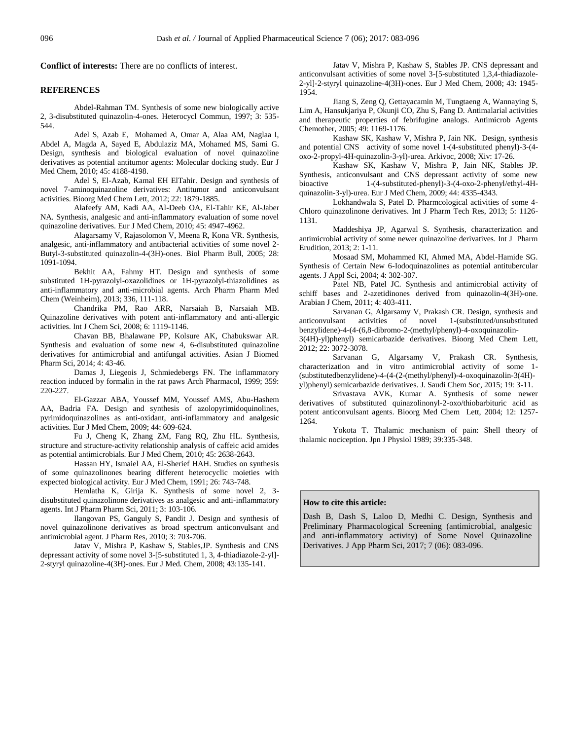**Conflict of interests:** There are no conflicts of interest.

## REFERENCES

Abdel-Rahman TM. Synthesis of some new biologically active 2, 3-disubstituted quinazolin-4-ones. Heterocycl Commun, 1997; 3: 535-544.

Adel S, Azab E, Mohamed A, Omar A, Alaa AM, Naglaa I, Abdel A, Magda A, Sayed E, Abdulaziz MA, Mohamed MS, Sami G. Design, synthesis and biological evaluation of novel quinazoline derivatives as potential antitumor agents: Molecular docking study. Eur J Med Chem, 2010; 45: 4188-4198.

Adel S, El-Azab, Kamal EH ElTahir. Design and synthesis of novel 7-aminoquinazoline derivatives: Antitumor and anticonvulsant activities. Bioorg Med Chem Lett, 2012; 22: 1879-1885.

Alafeefy AM, Kadi AA, Al-Deeb OA, El-Tahir KE, Al-Jaber NA. Synthesis, analgesic and anti-inflammatory evaluation of some novel quinazoline derivatives. Eur J Med Chem, 2010; 45: 4947-4962.

Alagarsamy V, Rajasolomon V, Meena R, Kona VR. Synthesis, analgesic, anti-inflammatory and antibacterial activities of some novel 2-Butyl-3-substituted quinazolin-4-(3H)-ones. Biol Pharm Bull, 2005; 28: 1091-1094.

Bekhit AA, Fahmy HT. Design and synthesis of some substituted 1H-pyrazolyl-oxazolidines or 1H-pyrazolyl-thiazolidines as anti-inflammatory and anti-microbial agents. Arch Pharm Pharm Med Chem (Weinheim), 2013; 336, 111-118.

Chandrika PM, Rao ARR, Narsaiah B, Narsaiah MB. Quinazoline derivatives with potent anti-inflammatory and anti-allergic activities. Int J Chem Sci, 2008; 6: 1119-1146.

Chavan BB, Bhalawane PP, Kolsure AK, Chabukswar AR. Synthesis and evaluation of some new 4, 6-disubstituted quinazoline derivatives for antimicrobial and antifungal activities. Asian J Biomed Pharm Sci, 2014; 4: 43-46.

Damas J, Liegeois J, Schmiedebergs FN. The inflammatory reaction induced by formalin in the rat paws Arch Pharmacol, 1999; 359: 220-227.

El-Gazzar ABA, Youssef MM, Youssef AMS, Abu-Hashem AA, Badria FA. Design and synthesis of azolopyrimidoquinolines, pyrimidoquinazolines as anti-oxidant, anti-inflammatory and analgesic activities. Eur J Med Chem, 2009; 44: 609-624.

Fu J, Cheng K, Zhang ZM, Fang RQ, Zhu HL. Synthesis, structure and structure-activity relationship analysis of caffeic acid amides as potential antimicrobials. Eur J Med Chem, 2010; 45: 2638-2643.

Hassan HY, Ismaiel AA, El-Sherief HAH. Studies on synthesis of some quinazolinones bearing different heterocyclic moieties with expected biological activity. Eur J Med Chem, 1991; 26: 743-748.

Hemlatha K, Girija K. Synthesis of some novel 2, 3-disubstituted quinazolinone derivatives as analgesic and anti-inflammatory agents. Int J Pharm Pharm Sci, 2011; 3: 103-106.

Ilangovan PS, Ganguly S, Pandit J. Design and synthesis of novel quinazolinone derivatives as broad spectrum anticonvulsant and antimicrobial agent. J Pharm Res, 2010; 3: 703-706.

Jatav V, Mishra P, Kashaw S, Stables,JP. Synthesis and CNS depressant activity of some novel 3-[5-substituted 1, 3, 4-thiadiazole-2-yl]-2-styryl quinazoline-4(3H)-ones. Eur J Med. Chem, 2008; 43:135-141.

Jatav V, Mishra P, Kashaw S, Stables JP. CNS depressant and anticonvulsant activities of some novel 3-[5-substituted 1,3,4-thiadiazole-2-yl]-2-styryl quinazoline-4(3H)-ones. Eur J Med Chem, 2008; 43: 1945-1954.

Jiang S, Zeng Q, Gettayacamin M, Tungtaeng A, Wannaying S, Lim A, Hansukjariya P, Okunji CO, Zhu S, Fang D. Antimalarial activities and therapeutic properties of febrifugine analogs. Antimicrob Agents Chemother, 2005; 49: 1169-1176.

Kashaw SK, Kashaw V, Mishra P, Jain NK. Design, synthesis and potential CNS activity of some novel 1-(4-substituted phenyl)-3-(4-oxo-2-propyl-4H-quinazolin-3-yl)-urea. Arkivoc, 2008; Xiv: 17-26.

Kashaw SK, Kashaw V, Mishra P, Jain NK, Stables JP. Synthesis, anticonvulsant and CNS depressant activity of some new bioactive 1-(4-substituted-phenyl)-3-(4-oxo-2-phenyl/ethyl-4H-quinazolin-3-yl)-urea. Eur J Med Chem, 2009; 44: 4335-4343.

Lokhandwala S, Patel D. Pharmcological activities of some 4-Chloro quinazolinone derivatives. Int J Pharm Tech Res, 2013; 5: 1126-1131.

Maddeshiya JP, Agarwal S. Synthesis, characterization and antimicrobial activity of some newer quinazoline derivatives. Int J Pharm Erudition, 2013; 2: 1-11.

Mosaad SM, Mohammed KI, Ahmed MA, Abdel-Hamide SG. Synthesis of Certain New 6-Iodoquinazolines as potential antitubercular agents. J Appl Sci, 2004; 4: 302-307.

Patel NB, Patel JC. Synthesis and antimicrobial activity of schiff bases and 2-azetidinones derived from quinazolin-4(3H)-one. Arabian J Chem, 2011; 4: 403-411.

Sarvanan G, Algarsamy V, Prakash CR. Design, synthesis and anticonvulsant activities of novel 1-(substituted/unsubstituted benzylidene)-4-(4-(6,8-dibromo-2-(methyl/phenyl)-4-oxoquinazolin-3(4H)-yl)phenyl) semicarbazide derivatives. Bioorg Med Chem Lett, 2012; 22: 3072-3078.

Sarvanan G, Algarsamy V, Prakash CR. Synthesis, characterization and in vitro antimicrobial activity of some 1-(substitutedbenzylidene)-4-(4-(2-(methyl/phenyl)-4-oxoquinazolin-3(4H)-yl)phenyl) semicarbazide derivatives. J. Saudi Chem Soc, 2015; 19: 3-11.

Srivastava AVK, Kumar A. Synthesis of some newer derivatives of substituted quinazolinonyl-2-oxo/thiobarbituric acid as potent anticonvulsant agents. Bioorg Med Chem Lett, 2004; 12: 1257-1264.

Yokota T. Thalamic mechanism of pain: Shell theory of thalamic nociception. Jpn J Physiol 1989; 39:335-348.

**How to cite this article:**

Dash B, Dash S, Laloo D, Medhi C. Design, Synthesis and Preliminary Pharmacological Screening (antimicrobial, analgesic and anti-inflammatory activity) of Some Novel Quinazoline Derivatives. J App Pharm Sci, 2017; 7 (06): 083-096.